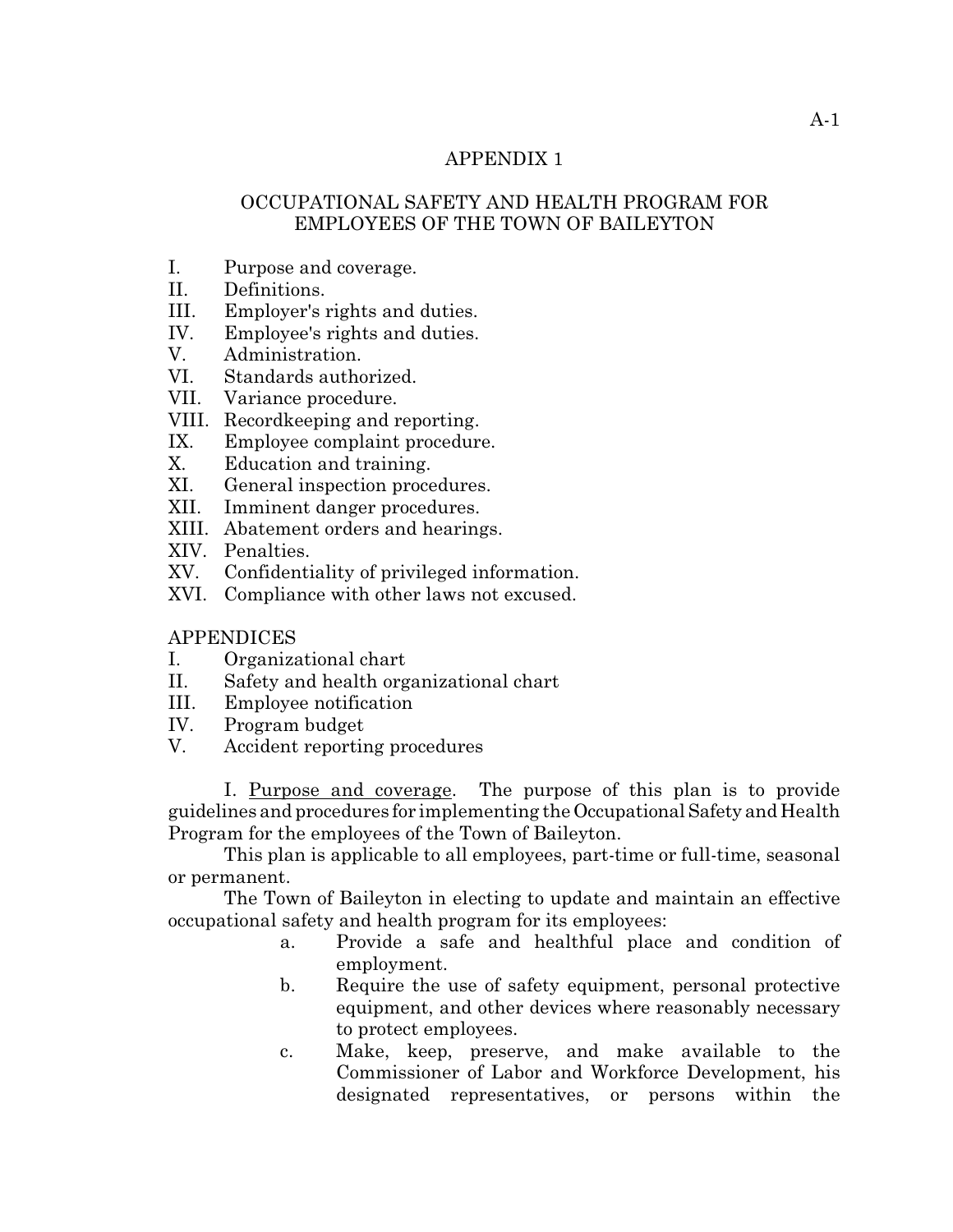# APPENDIX 1

## OCCUPATIONAL SAFETY AND HEALTH PROGRAM FOR EMPLOYEES OF THE TOWN OF BAILEYTON

I. Purpose and coverage.
II. Definitions.
III. Employer's rights and duties.
IV. Employee's rights and duties.
V. Administration.
VI. Standards authorized.
VII. Variance procedure.
VIII. Recordkeeping and reporting.
IX. Employee complaint procedure.
X. Education and training.
XI. General inspection procedures.
XII. Imminent danger procedures.
XIII. Abatement orders and hearings.
XIV. Penalties.
XV. Confidentiality of privileged information.
XVI. Compliance with other laws not excused.

APPENDICES

I. Organizational chart
II. Safety and health organizational chart
III. Employee notification
IV. Program budget
V. Accident reporting procedures

I. Purpose and coverage. The purpose of this plan is to provide guidelines and procedures for implementing the Occupational Safety and Health Program for the employees of the Town of Baileyton.

This plan is applicable to all employees, part-time or full-time, seasonal or permanent.

The Town of Baileyton in electing to update and maintain an effective occupational safety and health program for its employees:

a. Provide a safe and healthful place and condition of employment.

b. Require the use of safety equipment, personal protective equipment, and other devices where reasonably necessary to protect employees.

c. Make, keep, preserve, and make available to the Commissioner of Labor and Workforce Development, his designated representatives, or persons within the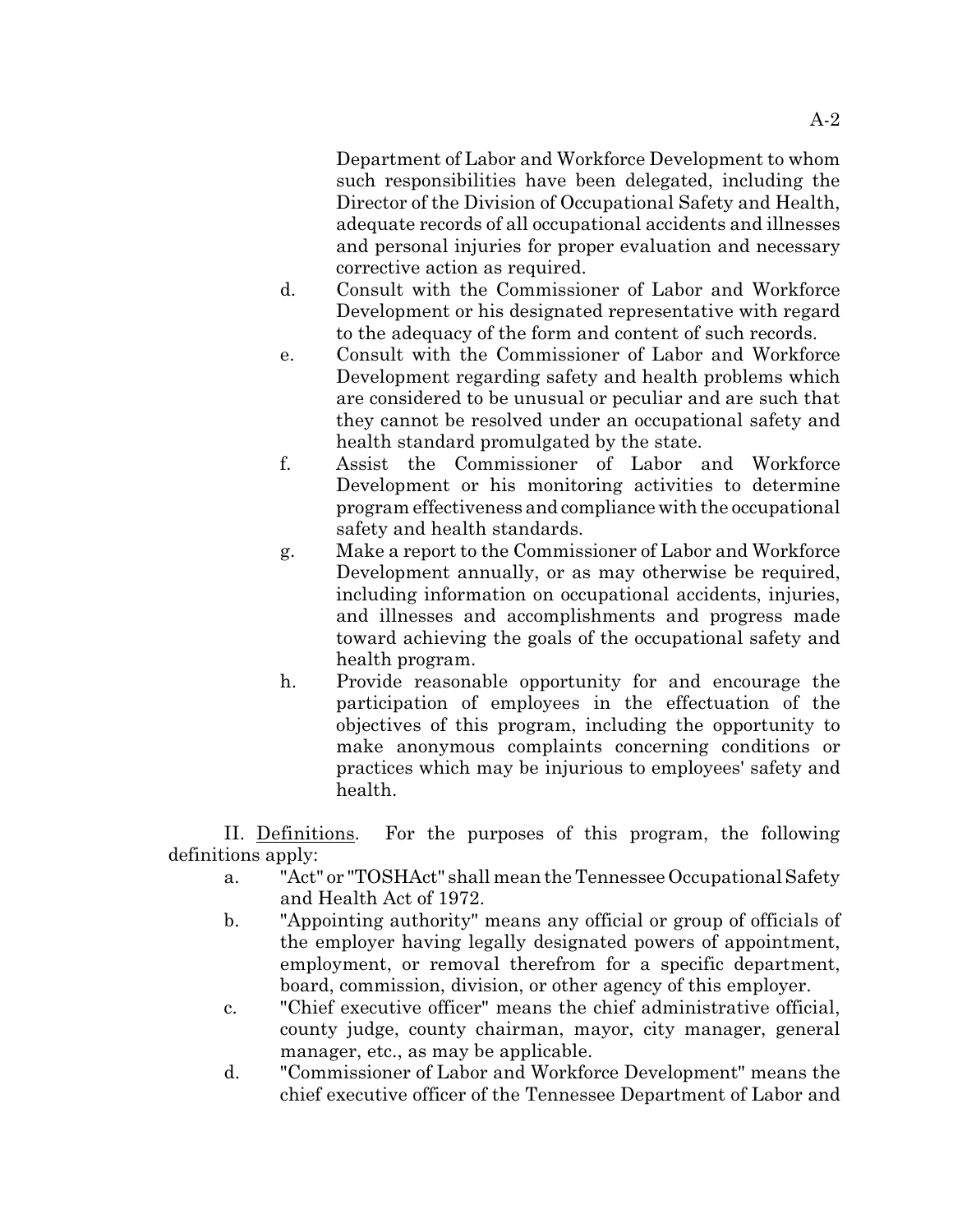Department of Labor and Workforce Development to whom such responsibilities have been delegated, including the Director of the Division of Occupational Safety and Health, adequate records of all occupational accidents and illnesses and personal injuries for proper evaluation and necessary corrective action as required.

d. Consult with the Commissioner of Labor and Workforce Development or his designated representative with regard to the adequacy of the form and content of such records.

e. Consult with the Commissioner of Labor and Workforce Development regarding safety and health problems which are considered to be unusual or peculiar and are such that they cannot be resolved under an occupational safety and health standard promulgated by the state.

f. Assist the Commissioner of Labor and Workforce Development or his monitoring activities to determine program effectiveness and compliance with the occupational safety and health standards.

g. Make a report to the Commissioner of Labor and Workforce Development annually, or as may otherwise be required, including information on occupational accidents, injuries, and illnesses and accomplishments and progress made toward achieving the goals of the occupational safety and health program.

h. Provide reasonable opportunity for and encourage the participation of employees in the effectuation of the objectives of this program, including the opportunity to make anonymous complaints concerning conditions or practices which may be injurious to employees' safety and health.

II. Definitions. For the purposes of this program, the following definitions apply:

a. "Act" or "TOSHAct" shall mean the Tennessee Occupational Safety and Health Act of 1972.

b. "Appointing authority" means any official or group of officials of the employer having legally designated powers of appointment, employment, or removal therefrom for a specific department, board, commission, division, or other agency of this employer.

c. "Chief executive officer" means the chief administrative official, county judge, county chairman, mayor, city manager, general manager, etc., as may be applicable.

d. "Commissioner of Labor and Workforce Development" means the chief executive officer of the Tennessee Department of Labor and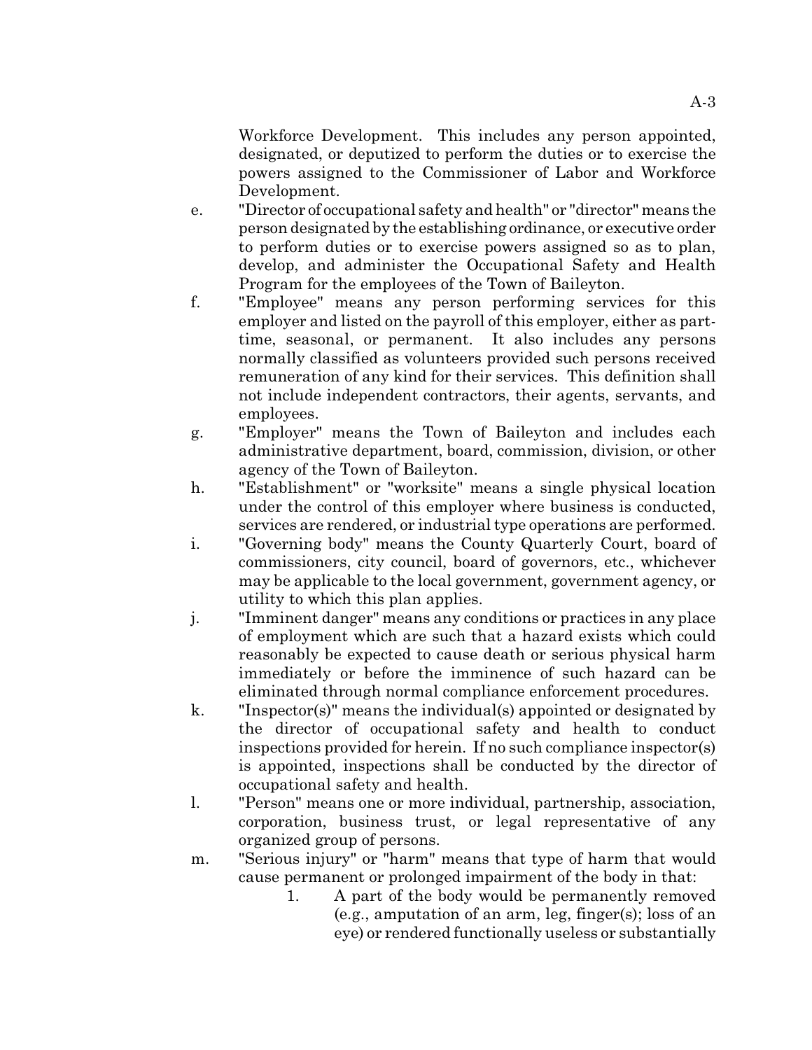Workforce Development. This includes any person appointed, designated, or deputized to perform the duties or to exercise the powers assigned to the Commissioner of Labor and Workforce Development.

e. "Director of occupational safety and health" or "director" means the person designated by the establishing ordinance, or executive order to perform duties or to exercise powers assigned so as to plan, develop, and administer the Occupational Safety and Health Program for the employees of the Town of Baileyton.

f. "Employee" means any person performing services for this employer and listed on the payroll of this employer, either as part-time, seasonal, or permanent. It also includes any persons normally classified as volunteers provided such persons received remuneration of any kind for their services. This definition shall not include independent contractors, their agents, servants, and employees.

g. "Employer" means the Town of Baileyton and includes each administrative department, board, commission, division, or other agency of the Town of Baileyton.

h. "Establishment" or "worksite" means a single physical location under the control of this employer where business is conducted, services are rendered, or industrial type operations are performed.

i. "Governing body" means the County Quarterly Court, board of commissioners, city council, board of governors, etc., whichever may be applicable to the local government, government agency, or utility to which this plan applies.

j. "Imminent danger" means any conditions or practices in any place of employment which are such that a hazard exists which could reasonably be expected to cause death or serious physical harm immediately or before the imminence of such hazard can be eliminated through normal compliance enforcement procedures.

k. "Inspector(s)" means the individual(s) appointed or designated by the director of occupational safety and health to conduct inspections provided for herein. If no such compliance inspector(s) is appointed, inspections shall be conducted by the director of occupational safety and health.

l. "Person" means one or more individual, partnership, association, corporation, business trust, or legal representative of any organized group of persons.

m. "Serious injury" or "harm" means that type of harm that would cause permanent or prolonged impairment of the body in that:

   1. A part of the body would be permanently removed (e.g., amputation of an arm, leg, finger(s); loss of an eye) or rendered functionally useless or substantially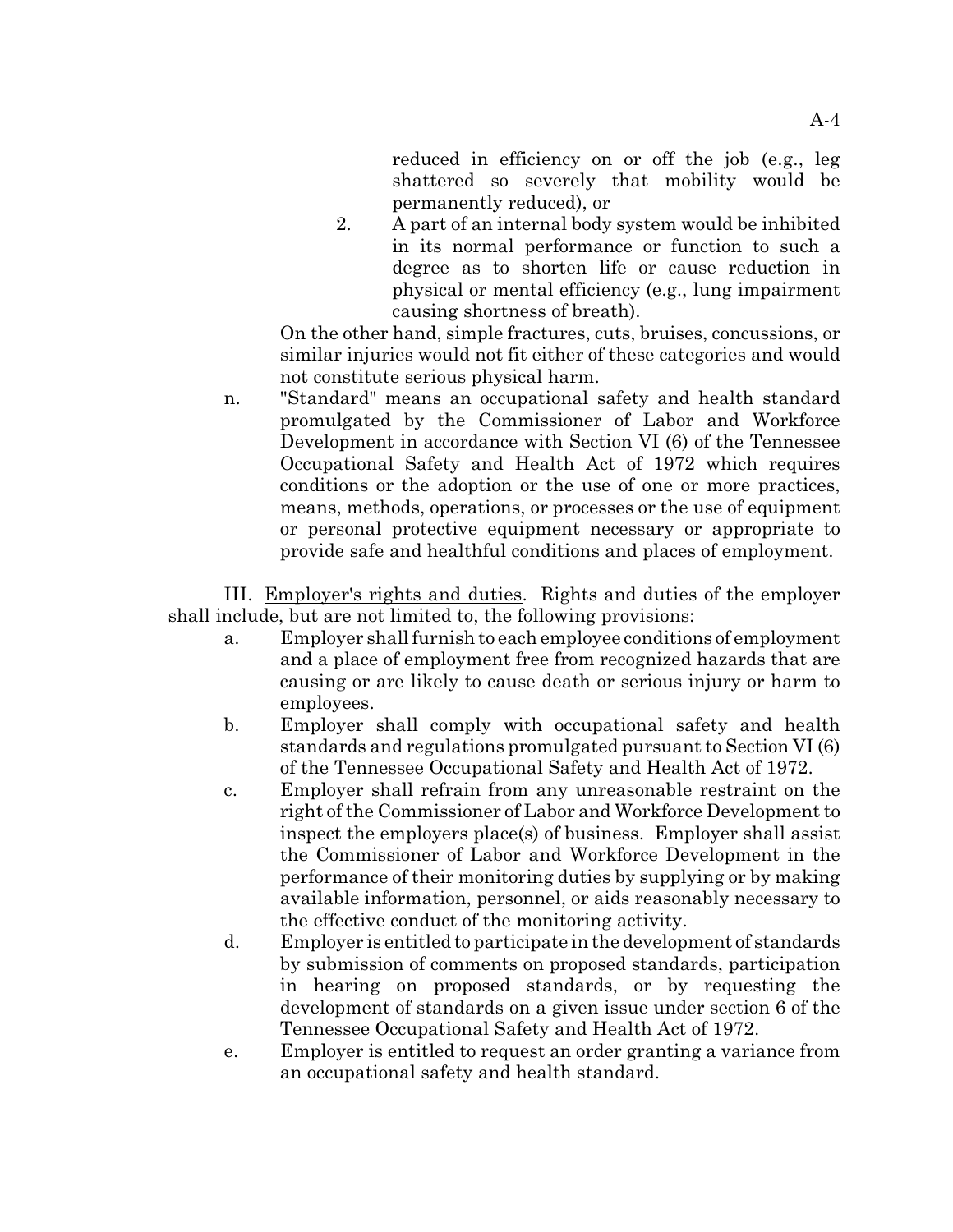reduced in efficiency on or off the job (e.g., leg shattered so severely that mobility would be permanently reduced), or

2. A part of an internal body system would be inhibited in its normal performance or function to such a degree as to shorten life or cause reduction in physical or mental efficiency (e.g., lung impairment causing shortness of breath).

On the other hand, simple fractures, cuts, bruises, concussions, or similar injuries would not fit either of these categories and would not constitute serious physical harm.

n. "Standard" means an occupational safety and health standard promulgated by the Commissioner of Labor and Workforce Development in accordance with Section VI (6) of the Tennessee Occupational Safety and Health Act of 1972 which requires conditions or the adoption or the use of one or more practices, means, methods, operations, or processes or the use of equipment or personal protective equipment necessary or appropriate to provide safe and healthful conditions and places of employment.

III. Employer's rights and duties. Rights and duties of the employer shall include, but are not limited to, the following provisions:

a. Employer shall furnish to each employee conditions of employment and a place of employment free from recognized hazards that are causing or are likely to cause death or serious injury or harm to employees.

b. Employer shall comply with occupational safety and health standards and regulations promulgated pursuant to Section VI (6) of the Tennessee Occupational Safety and Health Act of 1972.

c. Employer shall refrain from any unreasonable restraint on the right of the Commissioner of Labor and Workforce Development to inspect the employers place(s) of business. Employer shall assist the Commissioner of Labor and Workforce Development in the performance of their monitoring duties by supplying or by making available information, personnel, or aids reasonably necessary to the effective conduct of the monitoring activity.

d. Employer is entitled to participate in the development of standards by submission of comments on proposed standards, participation in hearing on proposed standards, or by requesting the development of standards on a given issue under section 6 of the Tennessee Occupational Safety and Health Act of 1972.

e. Employer is entitled to request an order granting a variance from an occupational safety and health standard.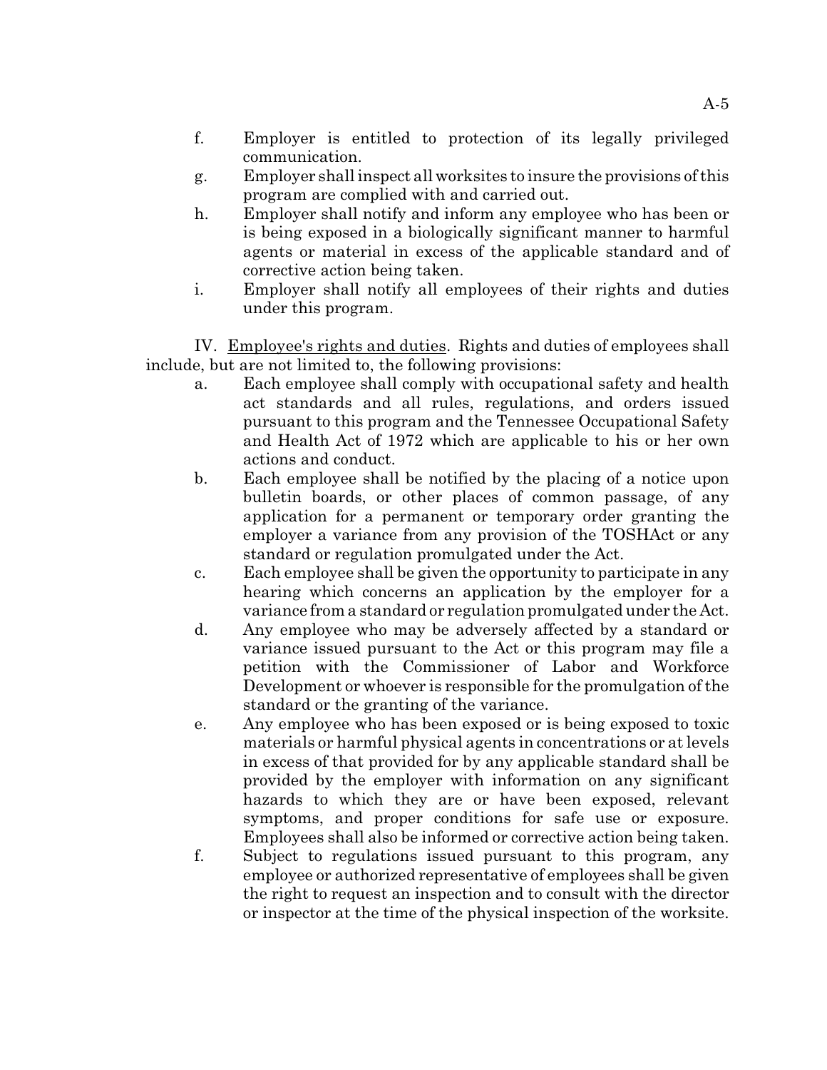f. Employer is entitled to protection of its legally privileged communication.

g. Employer shall inspect all worksites to insure the provisions of this program are complied with and carried out.

h. Employer shall notify and inform any employee who has been or is being exposed in a biologically significant manner to harmful agents or material in excess of the applicable standard and of corrective action being taken.

i. Employer shall notify all employees of their rights and duties under this program.

IV. Employee's rights and duties. Rights and duties of employees shall include, but are not limited to, the following provisions:

a. Each employee shall comply with occupational safety and health act standards and all rules, regulations, and orders issued pursuant to this program and the Tennessee Occupational Safety and Health Act of 1972 which are applicable to his or her own actions and conduct.

b. Each employee shall be notified by the placing of a notice upon bulletin boards, or other places of common passage, of any application for a permanent or temporary order granting the employer a variance from any provision of the TOSHAct or any standard or regulation promulgated under the Act.

c. Each employee shall be given the opportunity to participate in any hearing which concerns an application by the employer for a variance from a standard or regulation promulgated under the Act.

d. Any employee who may be adversely affected by a standard or variance issued pursuant to the Act or this program may file a petition with the Commissioner of Labor and Workforce Development or whoever is responsible for the promulgation of the standard or the granting of the variance.

e. Any employee who has been exposed or is being exposed to toxic materials or harmful physical agents in concentrations or at levels in excess of that provided for by any applicable standard shall be provided by the employer with information on any significant hazards to which they are or have been exposed, relevant symptoms, and proper conditions for safe use or exposure. Employees shall also be informed or corrective action being taken.

f. Subject to regulations issued pursuant to this program, any employee or authorized representative of employees shall be given the right to request an inspection and to consult with the director or inspector at the time of the physical inspection of the worksite.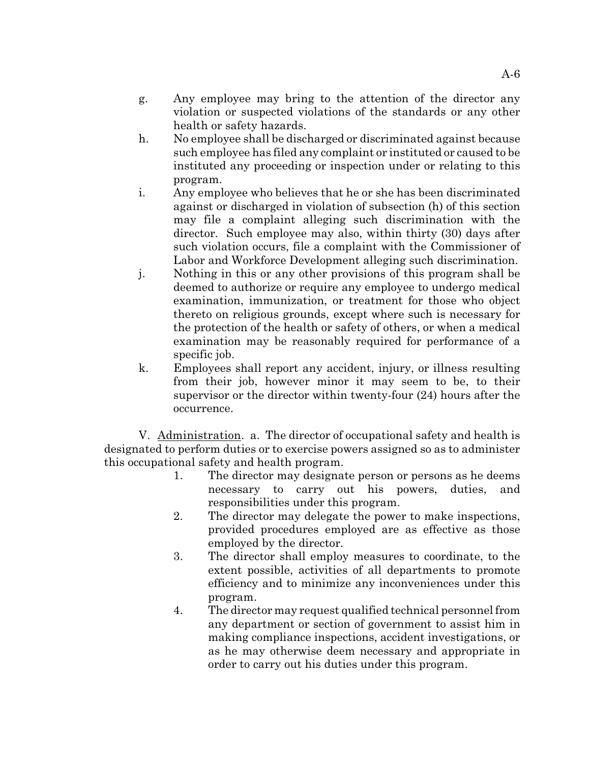g. Any employee may bring to the attention of the director any violation or suspected violations of the standards or any other health or safety hazards.

h. No employee shall be discharged or discriminated against because such employee has filed any complaint or instituted or caused to be instituted any proceeding or inspection under or relating to this program.

i. Any employee who believes that he or she has been discriminated against or discharged in violation of subsection (h) of this section may file a complaint alleging such discrimination with the director. Such employee may also, within thirty (30) days after such violation occurs, file a complaint with the Commissioner of Labor and Workforce Development alleging such discrimination.

j. Nothing in this or any other provisions of this program shall be deemed to authorize or require any employee to undergo medical examination, immunization, or treatment for those who object thereto on religious grounds, except where such is necessary for the protection of the health or safety of others, or when a medical examination may be reasonably required for performance of a specific job.

k. Employees shall report any accident, injury, or illness resulting from their job, however minor it may seem to be, to their supervisor or the director within twenty-four (24) hours after the occurrence.

V. Administration. a. The director of occupational safety and health is designated to perform duties or to exercise powers assigned so as to administer this occupational safety and health program.

1. The director may designate person or persons as he deems necessary to carry out his powers, duties, and responsibilities under this program.
2. The director may delegate the power to make inspections, provided procedures employed are as effective as those employed by the director.
3. The director shall employ measures to coordinate, to the extent possible, activities of all departments to promote efficiency and to minimize any inconveniences under this program.
4. The director may request qualified technical personnel from any department or section of government to assist him in making compliance inspections, accident investigations, or as he may otherwise deem necessary and appropriate in order to carry out his duties under this program.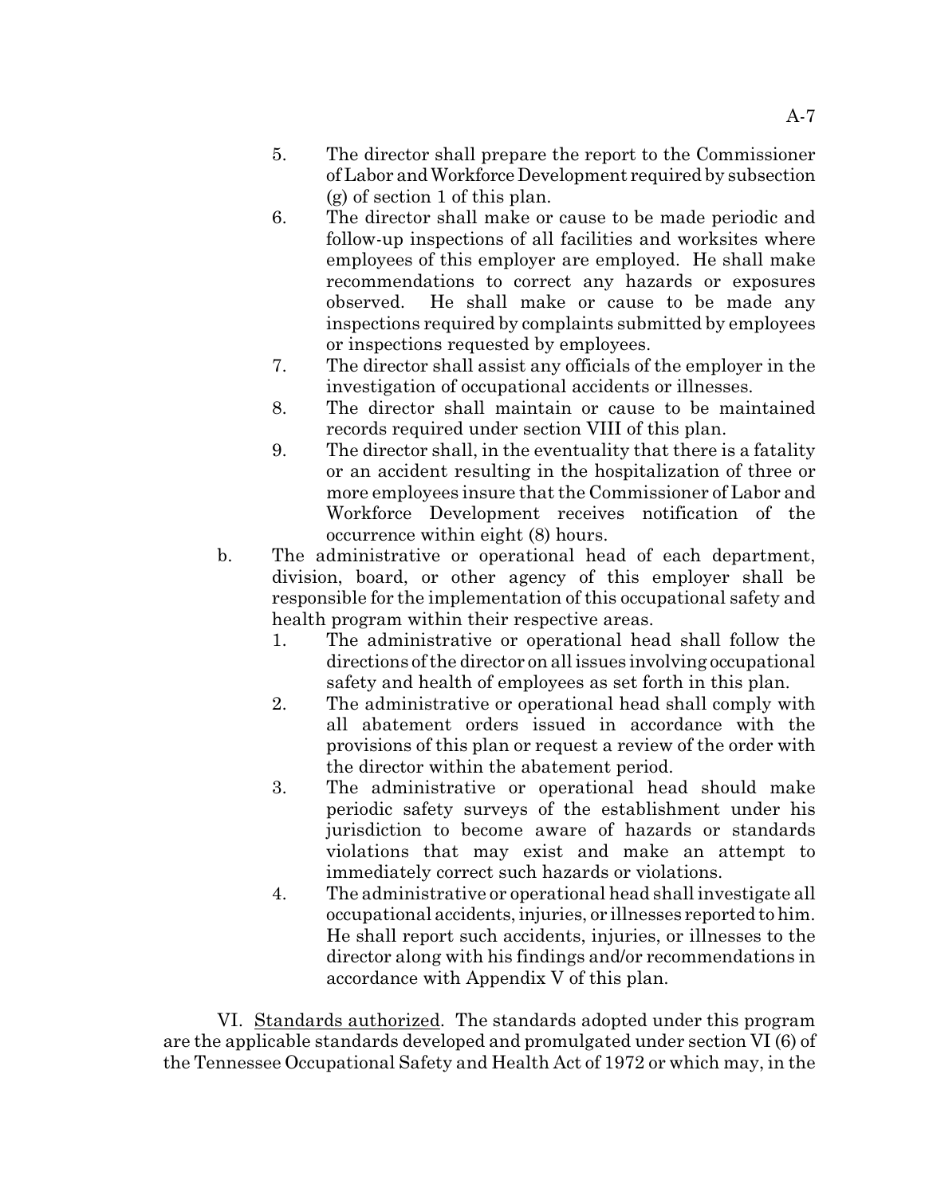5. The director shall prepare the report to the Commissioner of Labor and Workforce Development required by subsection (g) of section 1 of this plan.
6. The director shall make or cause to be made periodic and follow-up inspections of all facilities and worksites where employees of this employer are employed. He shall make recommendations to correct any hazards or exposures observed. He shall make or cause to be made any inspections required by complaints submitted by employees or inspections requested by employees.
7. The director shall assist any officials of the employer in the investigation of occupational accidents or illnesses.
8. The director shall maintain or cause to be maintained records required under section VIII of this plan.
9. The director shall, in the eventuality that there is a fatality or an accident resulting in the hospitalization of three or more employees insure that the Commissioner of Labor and Workforce Development receives notification of the occurrence within eight (8) hours.

b. The administrative or operational head of each department, division, board, or other agency of this employer shall be responsible for the implementation of this occupational safety and health program within their respective areas.

1. The administrative or operational head shall follow the directions of the director on all issues involving occupational safety and health of employees as set forth in this plan.
2. The administrative or operational head shall comply with all abatement orders issued in accordance with the provisions of this plan or request a review of the order with the director within the abatement period.
3. The administrative or operational head should make periodic safety surveys of the establishment under his jurisdiction to become aware of hazards or standards violations that may exist and make an attempt to immediately correct such hazards or violations.
4. The administrative or operational head shall investigate all occupational accidents, injuries, or illnesses reported to him. He shall report such accidents, injuries, or illnesses to the director along with his findings and/or recommendations in accordance with Appendix V of this plan.

VI. Standards authorized. The standards adopted under this program are the applicable standards developed and promulgated under section VI (6) of the Tennessee Occupational Safety and Health Act of 1972 or which may, in the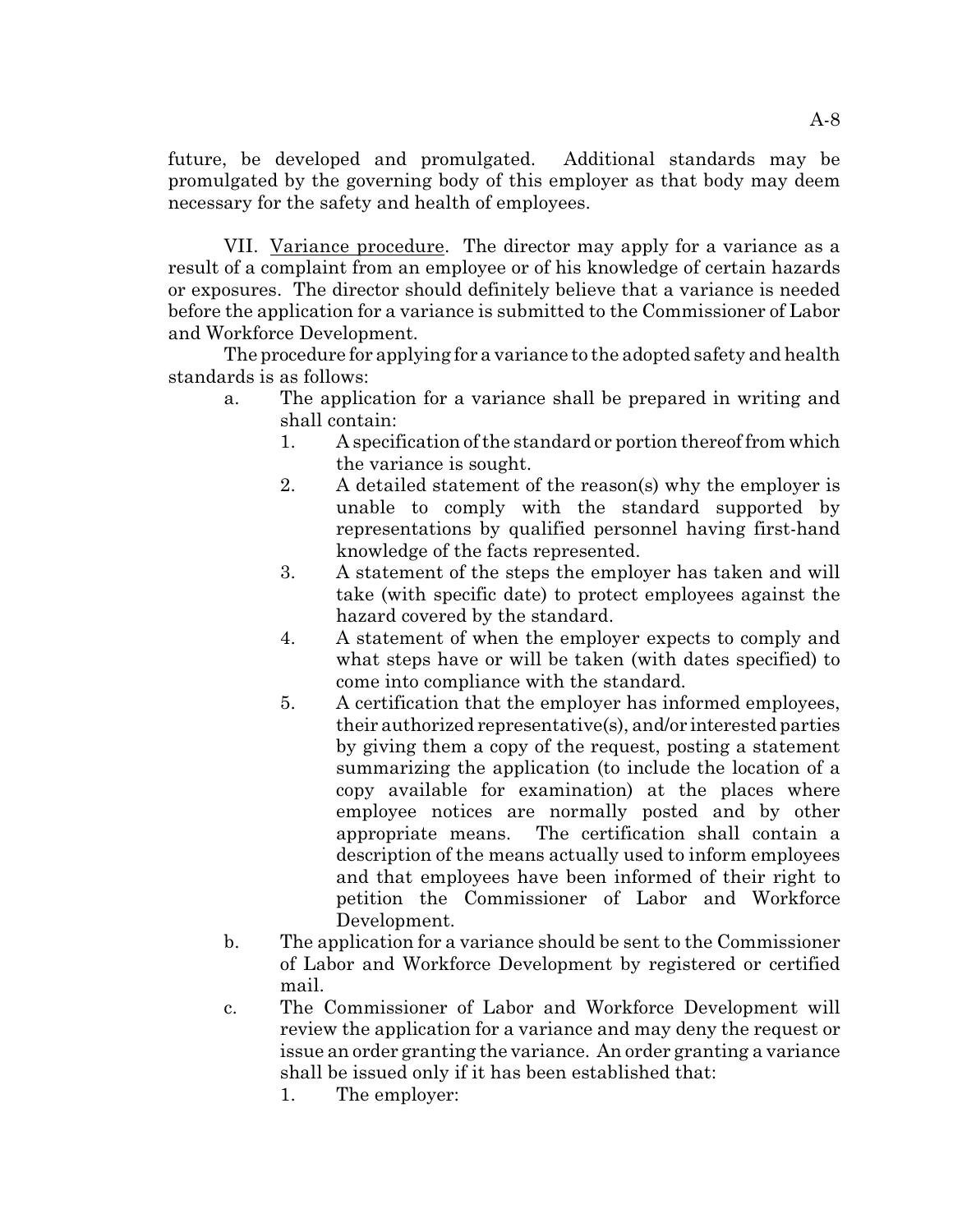future, be developed and promulgated. Additional standards may be promulgated by the governing body of this employer as that body may deem necessary for the safety and health of employees.

VII. Variance procedure. The director may apply for a variance as a result of a complaint from an employee or of his knowledge of certain hazards or exposures. The director should definitely believe that a variance is needed before the application for a variance is submitted to the Commissioner of Labor and Workforce Development.

The procedure for applying for a variance to the adopted safety and health standards is as follows:

a. The application for a variance shall be prepared in writing and shall contain:
   1. A specification of the standard or portion thereof from which the variance is sought.
   2. A detailed statement of the reason(s) why the employer is unable to comply with the standard supported by representations by qualified personnel having first-hand knowledge of the facts represented.
   3. A statement of the steps the employer has taken and will take (with specific date) to protect employees against the hazard covered by the standard.
   4. A statement of when the employer expects to comply and what steps have or will be taken (with dates specified) to come into compliance with the standard.
   5. A certification that the employer has informed employees, their authorized representative(s), and/or interested parties by giving them a copy of the request, posting a statement summarizing the application (to include the location of a copy available for examination) at the places where employee notices are normally posted and by other appropriate means. The certification shall contain a description of the means actually used to inform employees and that employees have been informed of their right to petition the Commissioner of Labor and Workforce Development.
b. The application for a variance should be sent to the Commissioner of Labor and Workforce Development by registered or certified mail.
c. The Commissioner of Labor and Workforce Development will review the application for a variance and may deny the request or issue an order granting the variance. An order granting a variance shall be issued only if it has been established that:
   1. The employer: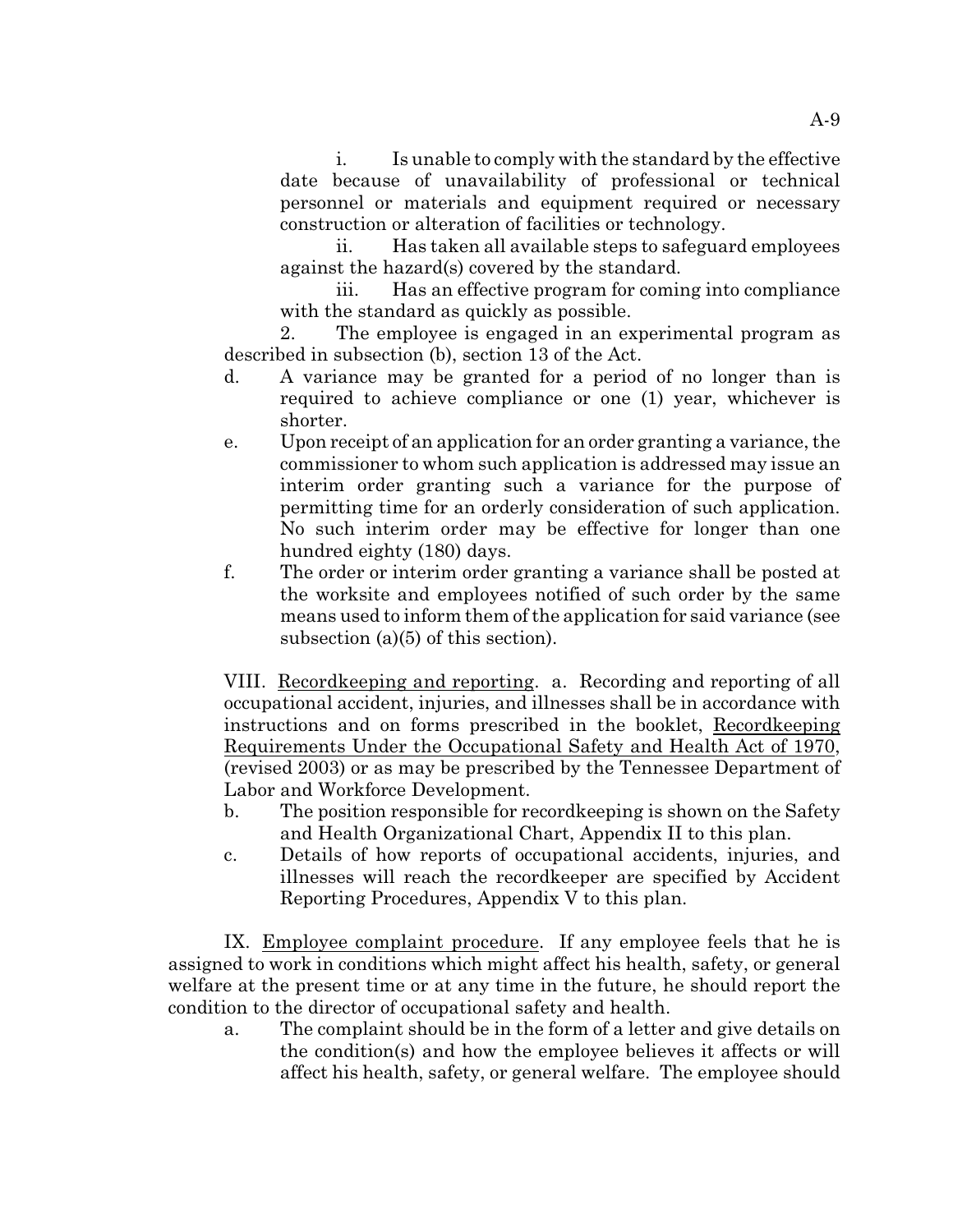i. Is unable to comply with the standard by the effective date because of unavailability of professional or technical personnel or materials and equipment required or necessary construction or alteration of facilities or technology.

ii. Has taken all available steps to safeguard employees against the hazard(s) covered by the standard.

iii. Has an effective program for coming into compliance with the standard as quickly as possible.

2. The employee is engaged in an experimental program as described in subsection (b), section 13 of the Act.

d. A variance may be granted for a period of no longer than is required to achieve compliance or one (1) year, whichever is shorter.

e. Upon receipt of an application for an order granting a variance, the commissioner to whom such application is addressed may issue an interim order granting such a variance for the purpose of permitting time for an orderly consideration of such application. No such interim order may be effective for longer than one hundred eighty (180) days.

f. The order or interim order granting a variance shall be posted at the worksite and employees notified of such order by the same means used to inform them of the application for said variance (see subsection (a)(5) of this section).

VIII. Recordkeeping and reporting. a. Recording and reporting of all occupational accident, injuries, and illnesses shall be in accordance with instructions and on forms prescribed in the booklet, Recordkeeping Requirements Under the Occupational Safety and Health Act of 1970, (revised 2003) or as may be prescribed by the Tennessee Department of Labor and Workforce Development.

b. The position responsible for recordkeeping is shown on the Safety and Health Organizational Chart, Appendix II to this plan.

c. Details of how reports of occupational accidents, injuries, and illnesses will reach the recordkeeper are specified by Accident Reporting Procedures, Appendix V to this plan.

IX. Employee complaint procedure. If any employee feels that he is assigned to work in conditions which might affect his health, safety, or general welfare at the present time or at any time in the future, he should report the condition to the director of occupational safety and health.

a. The complaint should be in the form of a letter and give details on the condition(s) and how the employee believes it affects or will affect his health, safety, or general welfare. The employee should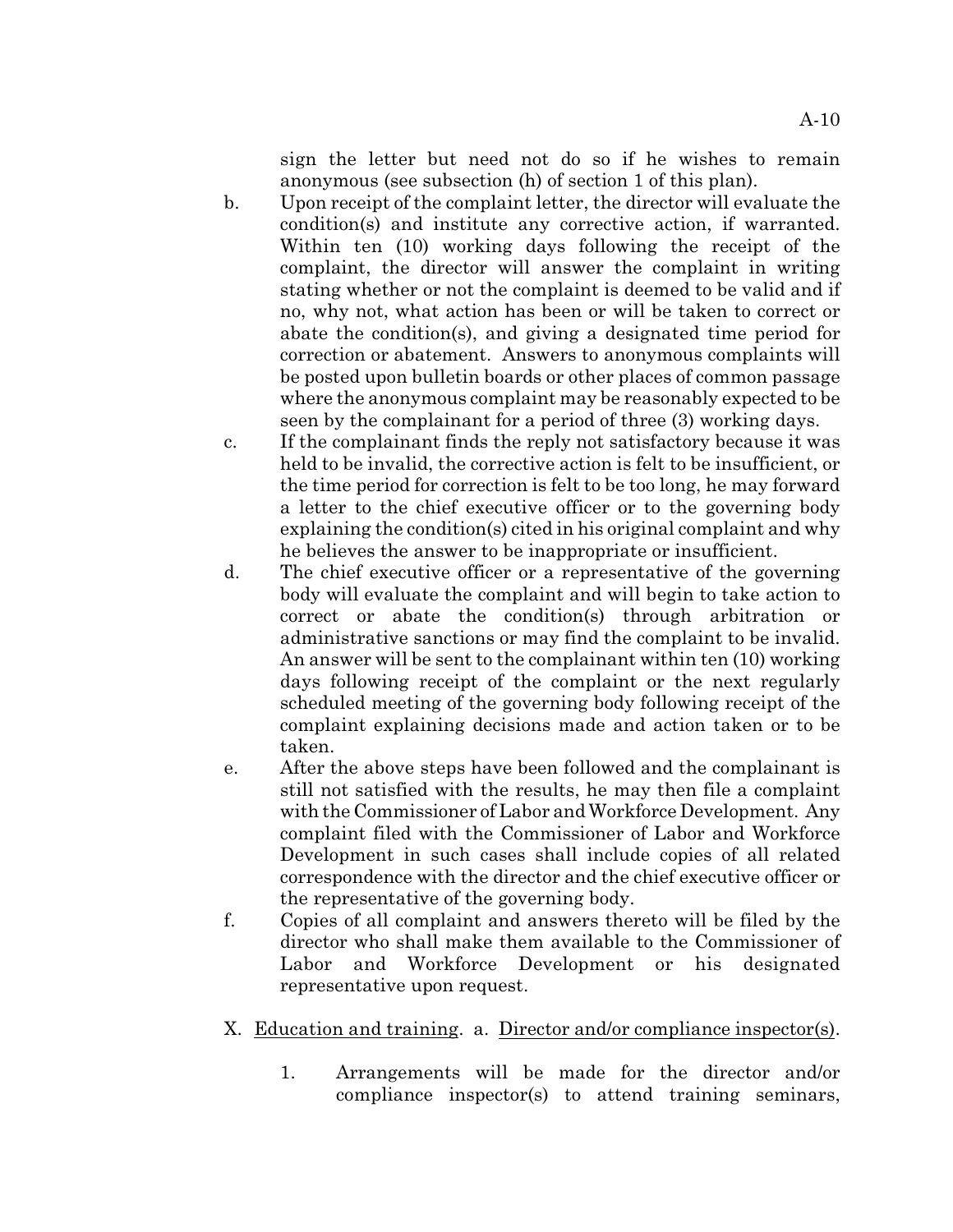sign the letter but need not do so if he wishes to remain anonymous (see subsection (h) of section 1 of this plan).

b. Upon receipt of the complaint letter, the director will evaluate the condition(s) and institute any corrective action, if warranted. Within ten (10) working days following the receipt of the complaint, the director will answer the complaint in writing stating whether or not the complaint is deemed to be valid and if no, why not, what action has been or will be taken to correct or abate the condition(s), and giving a designated time period for correction or abatement. Answers to anonymous complaints will be posted upon bulletin boards or other places of common passage where the anonymous complaint may be reasonably expected to be seen by the complainant for a period of three (3) working days.

c. If the complainant finds the reply not satisfactory because it was held to be invalid, the corrective action is felt to be insufficient, or the time period for correction is felt to be too long, he may forward a letter to the chief executive officer or to the governing body explaining the condition(s) cited in his original complaint and why he believes the answer to be inappropriate or insufficient.

d. The chief executive officer or a representative of the governing body will evaluate the complaint and will begin to take action to correct or abate the condition(s) through arbitration or administrative sanctions or may find the complaint to be invalid. An answer will be sent to the complainant within ten (10) working days following receipt of the complaint or the next regularly scheduled meeting of the governing body following receipt of the complaint explaining decisions made and action taken or to be taken.

e. After the above steps have been followed and the complainant is still not satisfied with the results, he may then file a complaint with the Commissioner of Labor and Workforce Development. Any complaint filed with the Commissioner of Labor and Workforce Development in such cases shall include copies of all related correspondence with the director and the chief executive officer or the representative of the governing body.

f. Copies of all complaint and answers thereto will be filed by the director who shall make them available to the Commissioner of Labor and Workforce Development or his designated representative upon request.

X. Education and training. a. Director and/or compliance inspector(s).

1. Arrangements will be made for the director and/or compliance inspector(s) to attend training seminars,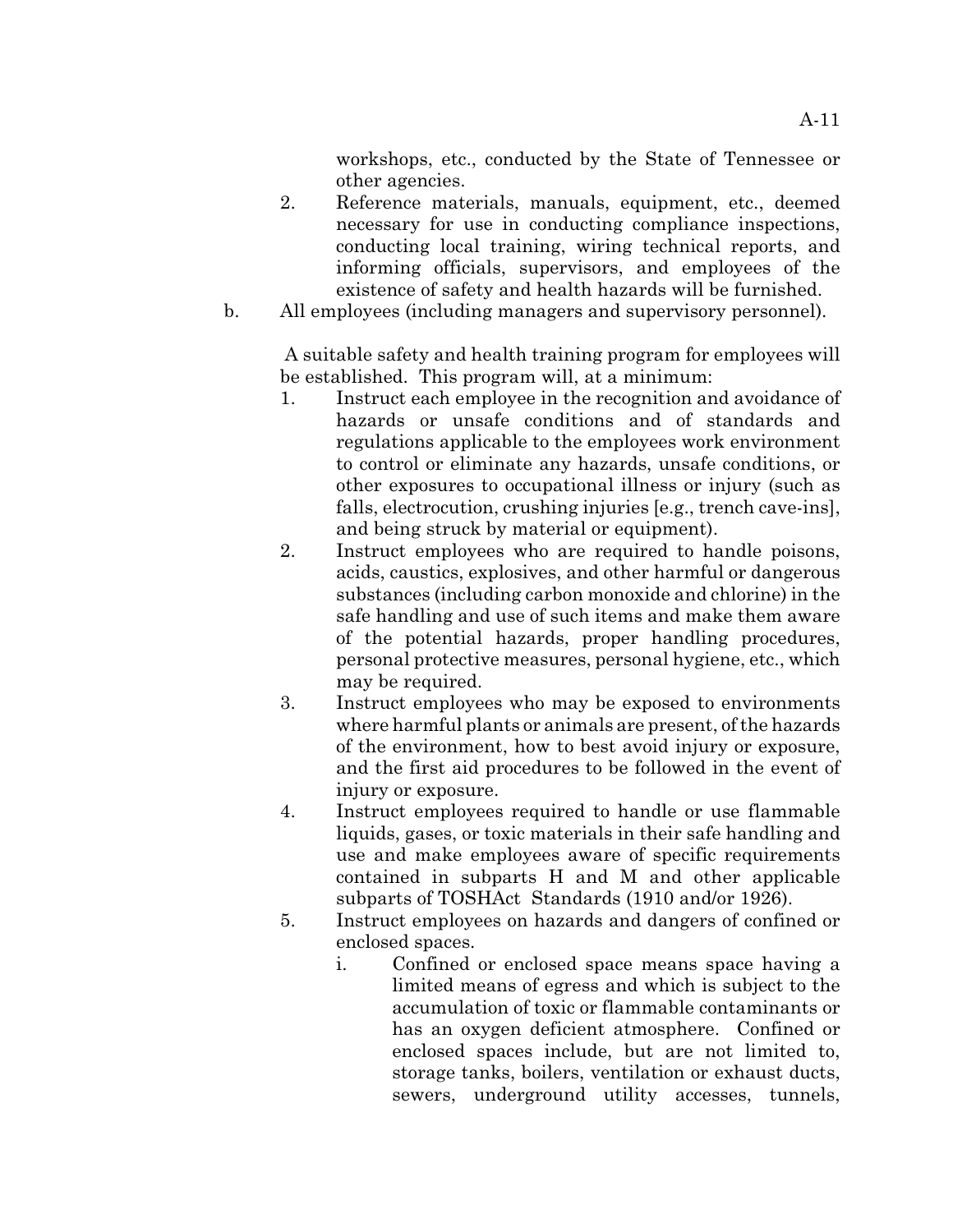workshops, etc., conducted by the State of Tennessee or other agencies.

2. Reference materials, manuals, equipment, etc., deemed necessary for use in conducting compliance inspections, conducting local training, wiring technical reports, and informing officials, supervisors, and employees of the existence of safety and health hazards will be furnished.

b. All employees (including managers and supervisory personnel).

A suitable safety and health training program for employees will be established. This program will, at a minimum:

1. Instruct each employee in the recognition and avoidance of hazards or unsafe conditions and of standards and regulations applicable to the employees work environment to control or eliminate any hazards, unsafe conditions, or other exposures to occupational illness or injury (such as falls, electrocution, crushing injuries [e.g., trench cave-ins], and being struck by material or equipment).
2. Instruct employees who are required to handle poisons, acids, caustics, explosives, and other harmful or dangerous substances (including carbon monoxide and chlorine) in the safe handling and use of such items and make them aware of the potential hazards, proper handling procedures, personal protective measures, personal hygiene, etc., which may be required.
3. Instruct employees who may be exposed to environments where harmful plants or animals are present, of the hazards of the environment, how to best avoid injury or exposure, and the first aid procedures to be followed in the event of injury or exposure.
4. Instruct employees required to handle or use flammable liquids, gases, or toxic materials in their safe handling and use and make employees aware of specific requirements contained in subparts H and M and other applicable subparts of TOSHAct Standards (1910 and/or 1926).
5. Instruct employees on hazards and dangers of confined or enclosed spaces.
   i. Confined or enclosed space means space having a limited means of egress and which is subject to the accumulation of toxic or flammable contaminants or has an oxygen deficient atmosphere. Confined or enclosed spaces include, but are not limited to, storage tanks, boilers, ventilation or exhaust ducts, sewers, underground utility accesses, tunnels,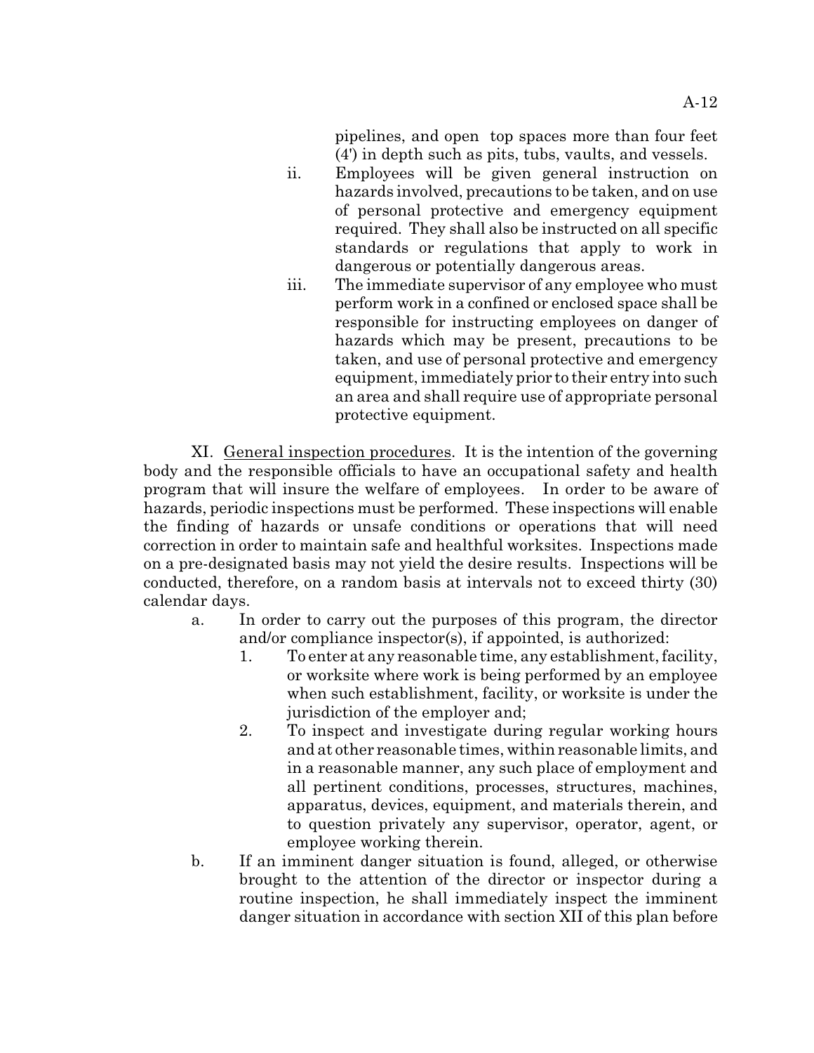pipelines, and open top spaces more than four feet (4') in depth such as pits, tubs, vaults, and vessels.

ii. Employees will be given general instruction on hazards involved, precautions to be taken, and on use of personal protective and emergency equipment required. They shall also be instructed on all specific standards or regulations that apply to work in dangerous or potentially dangerous areas.

iii. The immediate supervisor of any employee who must perform work in a confined or enclosed space shall be responsible for instructing employees on danger of hazards which may be present, precautions to be taken, and use of personal protective and emergency equipment, immediately prior to their entry into such an area and shall require use of appropriate personal protective equipment.

XI. General inspection procedures. It is the intention of the governing body and the responsible officials to have an occupational safety and health program that will insure the welfare of employees. In order to be aware of hazards, periodic inspections must be performed. These inspections will enable the finding of hazards or unsafe conditions or operations that will need correction in order to maintain safe and healthful worksites. Inspections made on a pre-designated basis may not yield the desire results. Inspections will be conducted, therefore, on a random basis at intervals not to exceed thirty (30) calendar days.

a. In order to carry out the purposes of this program, the director and/or compliance inspector(s), if appointed, is authorized:

1. To enter at any reasonable time, any establishment, facility, or worksite where work is being performed by an employee when such establishment, facility, or worksite is under the jurisdiction of the employer and;

2. To inspect and investigate during regular working hours and at other reasonable times, within reasonable limits, and in a reasonable manner, any such place of employment and all pertinent conditions, processes, structures, machines, apparatus, devices, equipment, and materials therein, and to question privately any supervisor, operator, agent, or employee working therein.

b. If an imminent danger situation is found, alleged, or otherwise brought to the attention of the director or inspector during a routine inspection, he shall immediately inspect the imminent danger situation in accordance with section XII of this plan before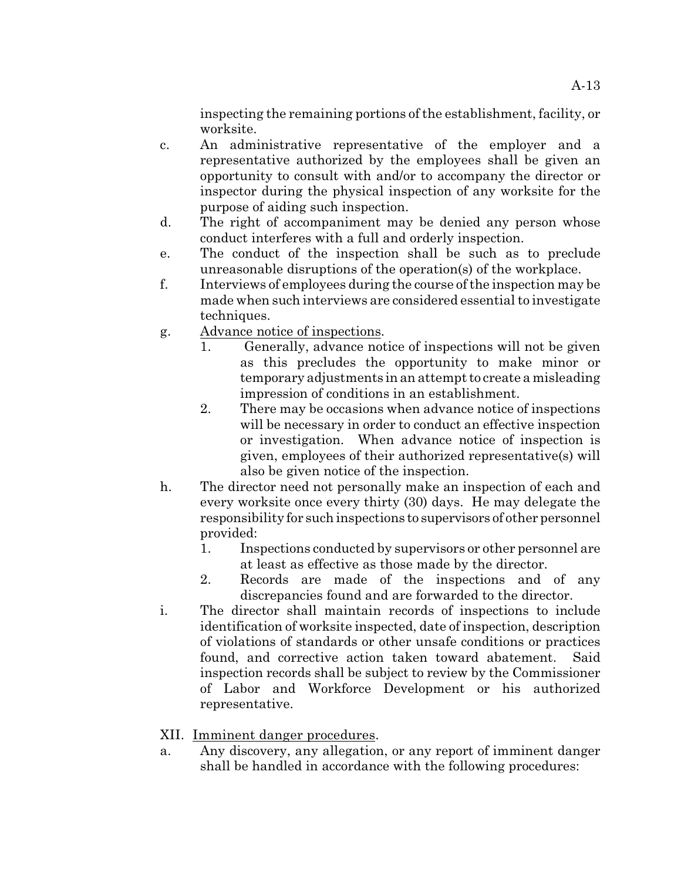inspecting the remaining portions of the establishment, facility, or worksite.

c. An administrative representative of the employer and a representative authorized by the employees shall be given an opportunity to consult with and/or to accompany the director or inspector during the physical inspection of any worksite for the purpose of aiding such inspection.

d. The right of accompaniment may be denied any person whose conduct interferes with a full and orderly inspection.

e. The conduct of the inspection shall be such as to preclude unreasonable disruptions of the operation(s) of the workplace.

f. Interviews of employees during the course of the inspection may be made when such interviews are considered essential to investigate techniques.

g. Advance notice of inspections.
   1. Generally, advance notice of inspections will not be given as this precludes the opportunity to make minor or temporary adjustments in an attempt to create a misleading impression of conditions in an establishment.
   2. There may be occasions when advance notice of inspections will be necessary in order to conduct an effective inspection or investigation. When advance notice of inspection is given, employees of their authorized representative(s) will also be given notice of the inspection.

h. The director need not personally make an inspection of each and every worksite once every thirty (30) days. He may delegate the responsibility for such inspections to supervisors of other personnel provided:
   1. Inspections conducted by supervisors or other personnel are at least as effective as those made by the director.
   2. Records are made of the inspections and of any discrepancies found and are forwarded to the director.

i. The director shall maintain records of inspections to include identification of worksite inspected, date of inspection, description of violations of standards or other unsafe conditions or practices found, and corrective action taken toward abatement. Said inspection records shall be subject to review by the Commissioner of Labor and Workforce Development or his authorized representative.

XII. Imminent danger procedures.

a. Any discovery, any allegation, or any report of imminent danger shall be handled in accordance with the following procedures: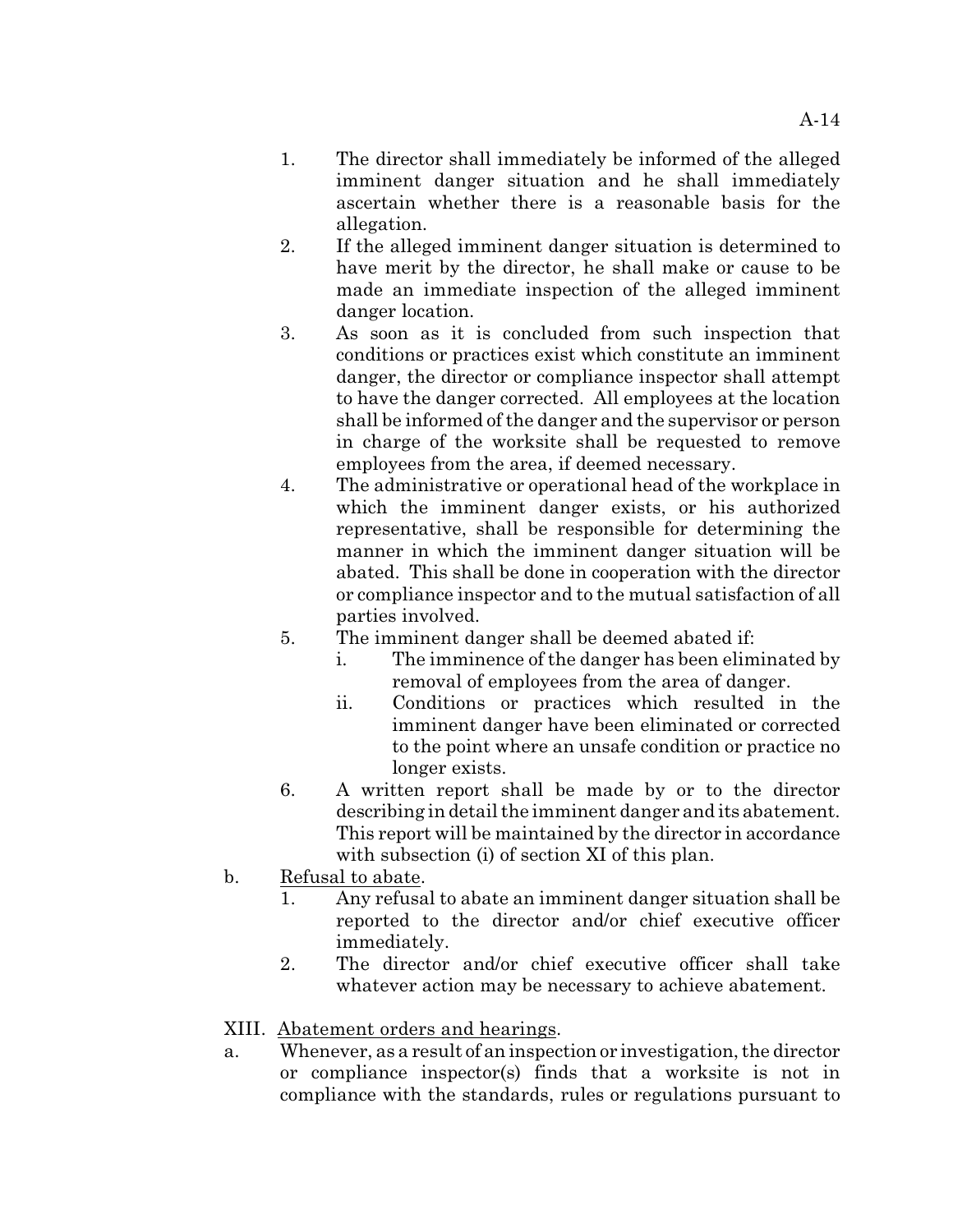1. The director shall immediately be informed of the alleged imminent danger situation and he shall immediately ascertain whether there is a reasonable basis for the allegation.
2. If the alleged imminent danger situation is determined to have merit by the director, he shall make or cause to be made an immediate inspection of the alleged imminent danger location.
3. As soon as it is concluded from such inspection that conditions or practices exist which constitute an imminent danger, the director or compliance inspector shall attempt to have the danger corrected. All employees at the location shall be informed of the danger and the supervisor or person in charge of the worksite shall be requested to remove employees from the area, if deemed necessary.
4. The administrative or operational head of the workplace in which the imminent danger exists, or his authorized representative, shall be responsible for determining the manner in which the imminent danger situation will be abated. This shall be done in cooperation with the director or compliance inspector and to the mutual satisfaction of all parties involved.
5. The imminent danger shall be deemed abated if:
   - i. The imminence of the danger has been eliminated by removal of employees from the area of danger.
   - ii. Conditions or practices which resulted in the imminent danger have been eliminated or corrected to the point where an unsafe condition or practice no longer exists.
6. A written report shall be made by or to the director describing in detail the imminent danger and its abatement. This report will be maintained by the director in accordance with subsection (i) of section XI of this plan.

b. <u>Refusal to abate</u>.

1. Any refusal to abate an imminent danger situation shall be reported to the director and/or chief executive officer immediately.
2. The director and/or chief executive officer shall take whatever action may be necessary to achieve abatement.

XIII. <u>Abatement orders and hearings</u>.

a. Whenever, as a result of an inspection or investigation, the director or compliance inspector(s) finds that a worksite is not in compliance with the standards, rules or regulations pursuant to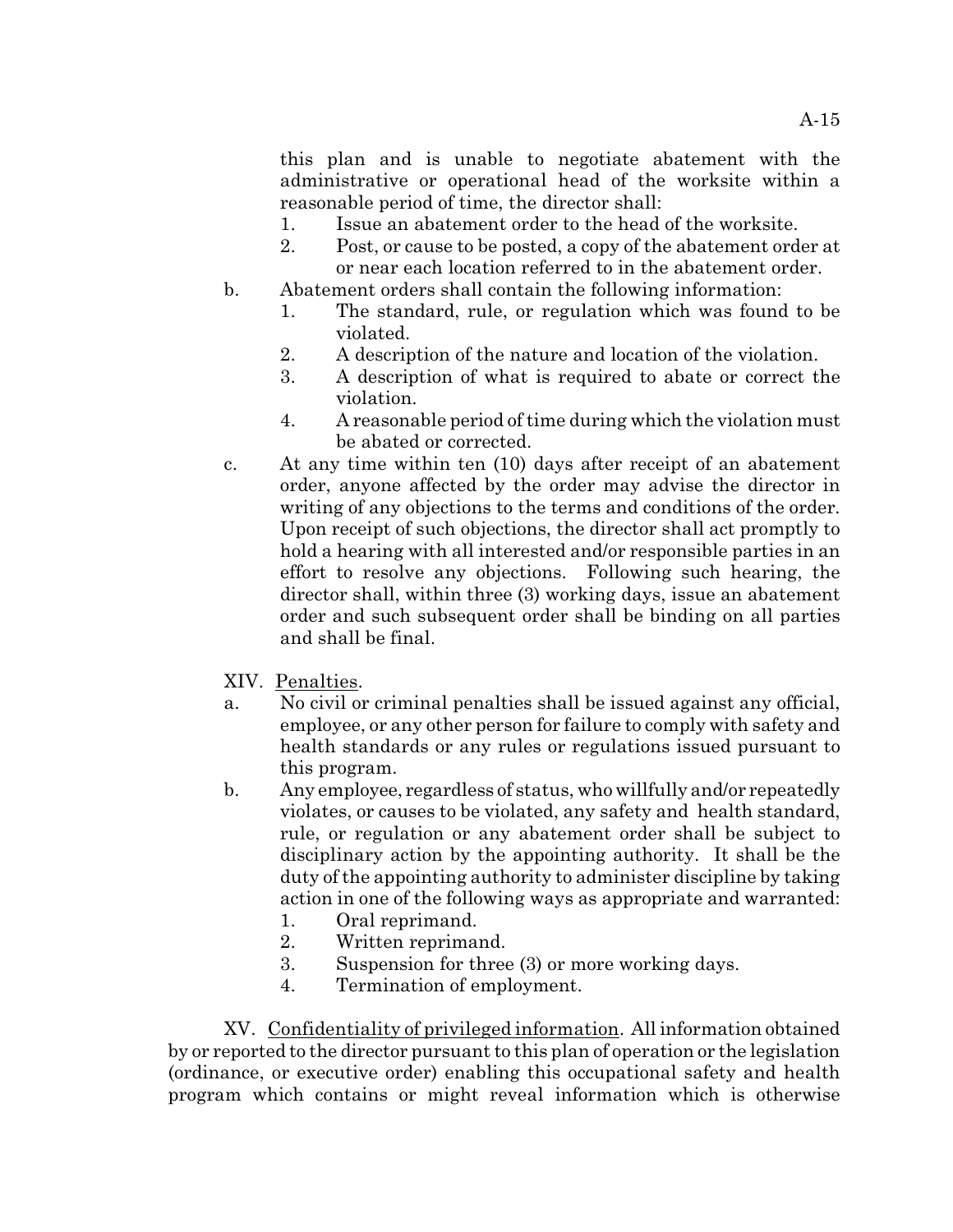this plan and is unable to negotiate abatement with the administrative or operational head of the worksite within a reasonable period of time, the director shall:

1. Issue an abatement order to the head of the worksite.
2. Post, or cause to be posted, a copy of the abatement order at or near each location referred to in the abatement order.

b. Abatement orders shall contain the following information:

1. The standard, rule, or regulation which was found to be violated.
2. A description of the nature and location of the violation.
3. A description of what is required to abate or correct the violation.
4. A reasonable period of time during which the violation must be abated or corrected.

c. At any time within ten (10) days after receipt of an abatement order, anyone affected by the order may advise the director in writing of any objections to the terms and conditions of the order. Upon receipt of such objections, the director shall act promptly to hold a hearing with all interested and/or responsible parties in an effort to resolve any objections. Following such hearing, the director shall, within three (3) working days, issue an abatement order and such subsequent order shall be binding on all parties and shall be final.

XIV. <u>Penalties</u>.

a. No civil or criminal penalties shall be issued against any official, employee, or any other person for failure to comply with safety and health standards or any rules or regulations issued pursuant to this program.

b. Any employee, regardless of status, who willfully and/or repeatedly violates, or causes to be violated, any safety and health standard, rule, or regulation or any abatement order shall be subject to disciplinary action by the appointing authority. It shall be the duty of the appointing authority to administer discipline by taking action in one of the following ways as appropriate and warranted:

1. Oral reprimand.
2. Written reprimand.
3. Suspension for three (3) or more working days.
4. Termination of employment.

XV. <u>Confidentiality of privileged information</u>. All information obtained by or reported to the director pursuant to this plan of operation or the legislation (ordinance, or executive order) enabling this occupational safety and health program which contains or might reveal information which is otherwise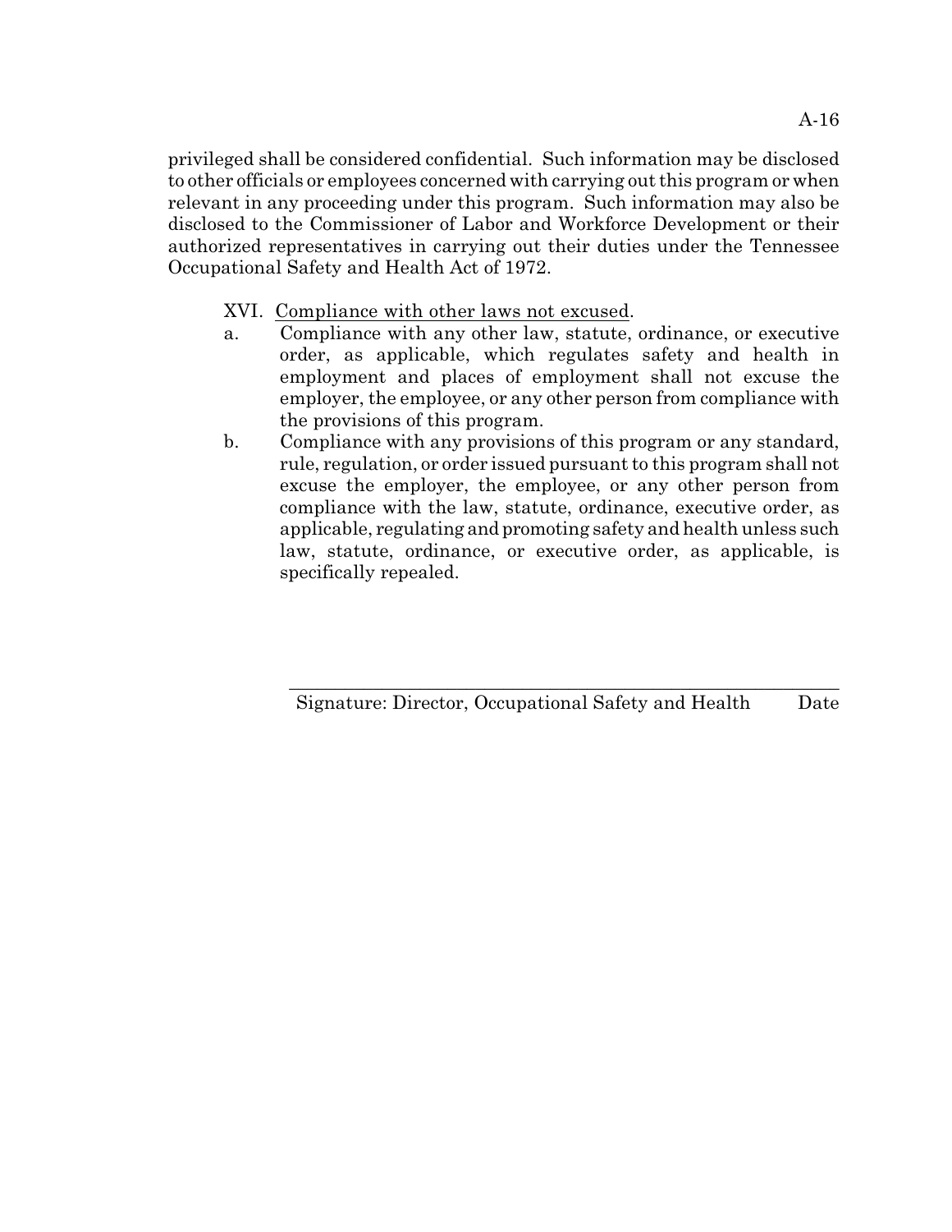privileged shall be considered confidential. Such information may be disclosed to other officials or employees concerned with carrying out this program or when relevant in any proceeding under this program. Such information may also be disclosed to the Commissioner of Labor and Workforce Development or their authorized representatives in carrying out their duties under the Tennessee Occupational Safety and Health Act of 1972.

XVI. <u>Compliance with other laws not excused</u>.

a. Compliance with any other law, statute, ordinance, or executive order, as applicable, which regulates safety and health in employment and places of employment shall not excuse the employer, the employee, or any other person from compliance with the provisions of this program.

b. Compliance with any provisions of this program or any standard, rule, regulation, or order issued pursuant to this program shall not excuse the employer, the employee, or any other person from compliance with the law, statute, ordinance, executive order, as applicable, regulating and promoting safety and health unless such law, statute, ordinance, or executive order, as applicable, is specifically repealed.

\_\_\_\_\_\_\_\_\_\_\_\_\_\_\_\_\_\_\_\_\_\_\_\_\_\_\_\_\_\_\_\_\_\_\_\_\_\_\_\_\_\_\_\_\_\_\_\_\_\_\_\_

Signature: Director, Occupational Safety and Health        Date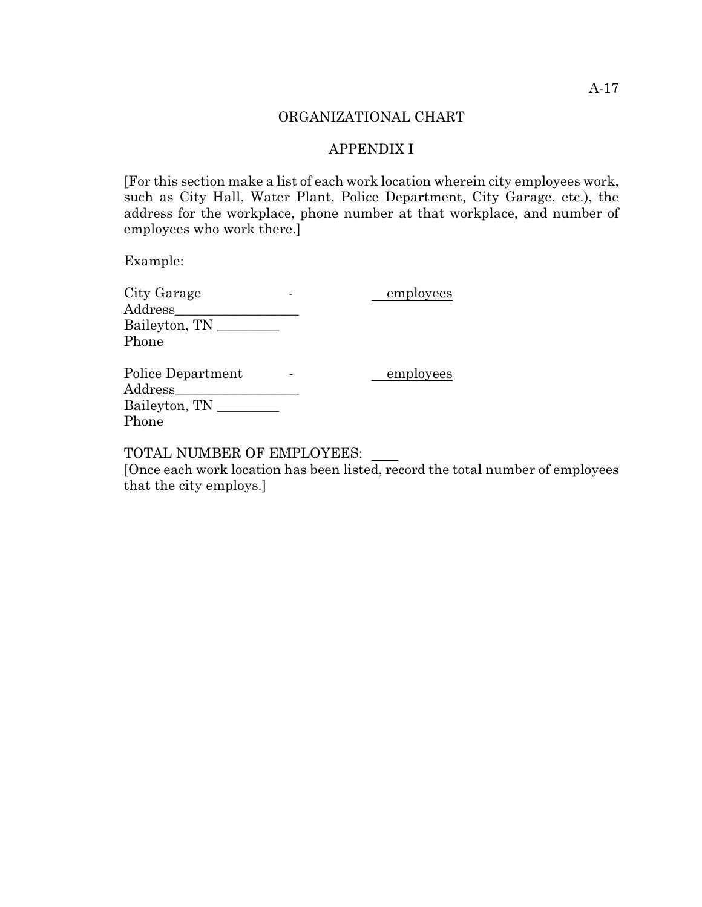# ORGANIZATIONAL CHART

## APPENDIX I

[For this section make a list of each work location wherein city employees work, such as City Hall, Water Plant, Police Department, City Garage, etc.), the address for the workplace, phone number at that workplace, and number of employees who work there.]

Example:

City Garage - \_\_ employees
Address\_\_\_\_\_\_\_\_\_\_\_\_\_\_\_\_\_\_
Baileyton, TN \_\_\_\_\_\_\_\_\_
Phone

Police Department - \_\_ employees
Address\_\_\_\_\_\_\_\_\_\_\_\_\_\_\_\_\_\_
Baileyton, TN \_\_\_\_\_\_\_\_\_
Phone

TOTAL NUMBER OF EMPLOYEES: \_\_\_\_
[Once each work location has been listed, record the total number of employees that the city employs.]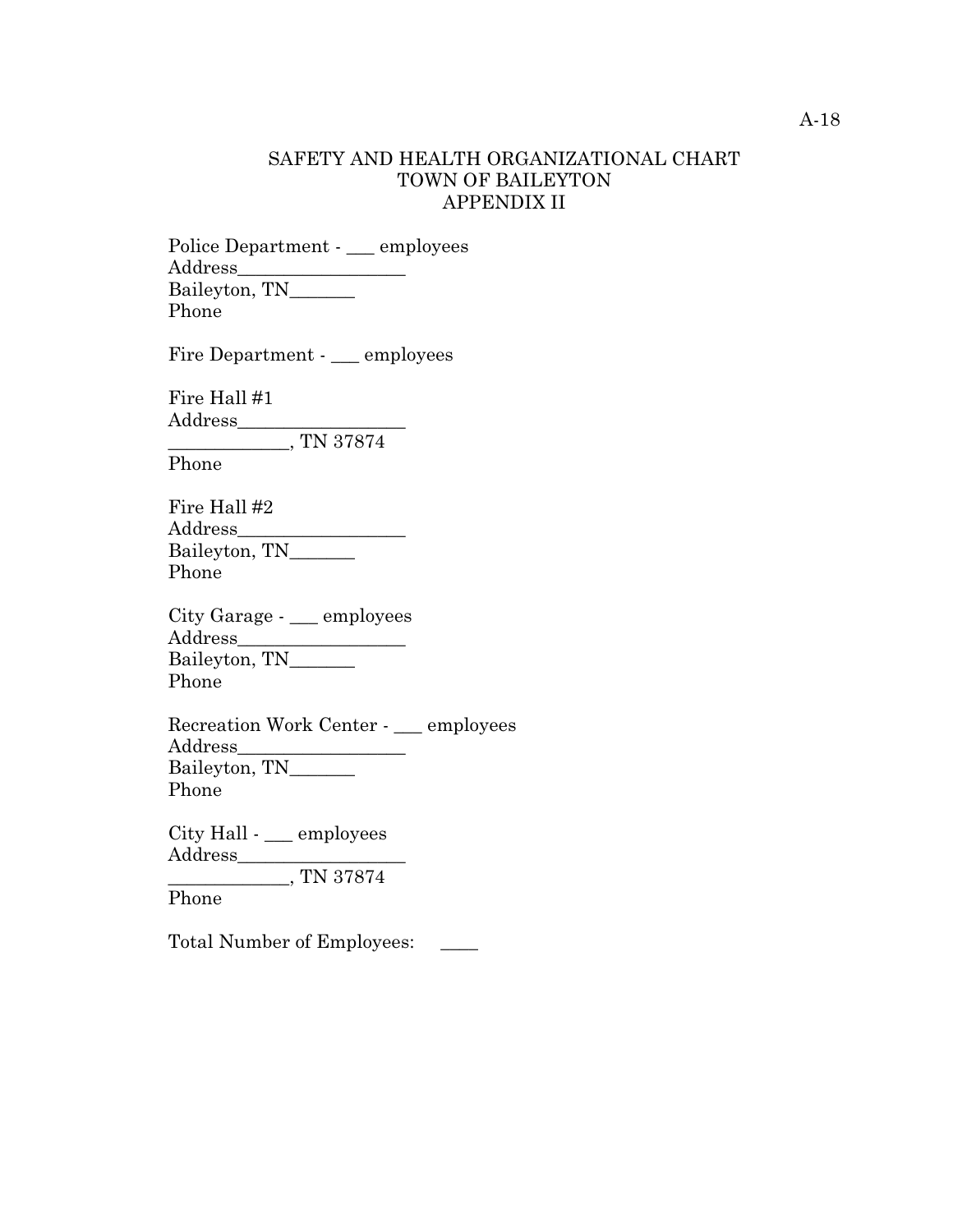# SAFETY AND HEALTH ORGANIZATIONAL CHART
# TOWN OF BAILEYTON
# APPENDIX II

Police Department - ___ employees
Address__________________
Baileyton, TN_______
Phone

Fire Department - ___ employees

Fire Hall #1
Address__________________
____________, TN 37874
Phone

Fire Hall #2
Address__________________
Baileyton, TN_______
Phone

City Garage - ___ employees
Address__________________
Baileyton, TN_______
Phone

Recreation Work Center - ___ employees
Address__________________
Baileyton, TN_______
Phone

City Hall - ___ employees
Address__________________
____________, TN 37874
Phone

Total Number of Employees: ____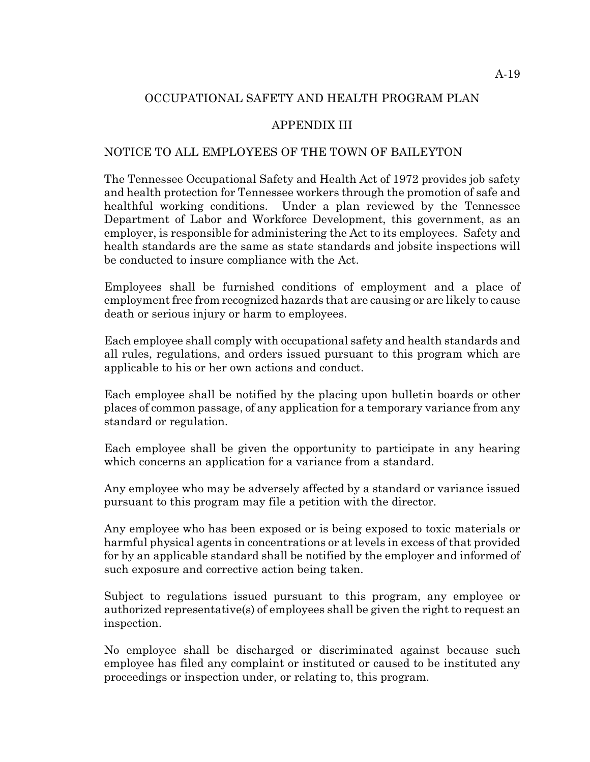## OCCUPATIONAL SAFETY AND HEALTH PROGRAM PLAN

## APPENDIX III

### NOTICE TO ALL EMPLOYEES OF THE TOWN OF BAILEYTON

The Tennessee Occupational Safety and Health Act of 1972 provides job safety and health protection for Tennessee workers through the promotion of safe and healthful working conditions. Under a plan reviewed by the Tennessee Department of Labor and Workforce Development, this government, as an employer, is responsible for administering the Act to its employees. Safety and health standards are the same as state standards and jobsite inspections will be conducted to insure compliance with the Act.

Employees shall be furnished conditions of employment and a place of employment free from recognized hazards that are causing or are likely to cause death or serious injury or harm to employees.

Each employee shall comply with occupational safety and health standards and all rules, regulations, and orders issued pursuant to this program which are applicable to his or her own actions and conduct.

Each employee shall be notified by the placing upon bulletin boards or other places of common passage, of any application for a temporary variance from any standard or regulation.

Each employee shall be given the opportunity to participate in any hearing which concerns an application for a variance from a standard.

Any employee who may be adversely affected by a standard or variance issued pursuant to this program may file a petition with the director.

Any employee who has been exposed or is being exposed to toxic materials or harmful physical agents in concentrations or at levels in excess of that provided for by an applicable standard shall be notified by the employer and informed of such exposure and corrective action being taken.

Subject to regulations issued pursuant to this program, any employee or authorized representative(s) of employees shall be given the right to request an inspection.

No employee shall be discharged or discriminated against because such employee has filed any complaint or instituted or caused to be instituted any proceedings or inspection under, or relating to, this program.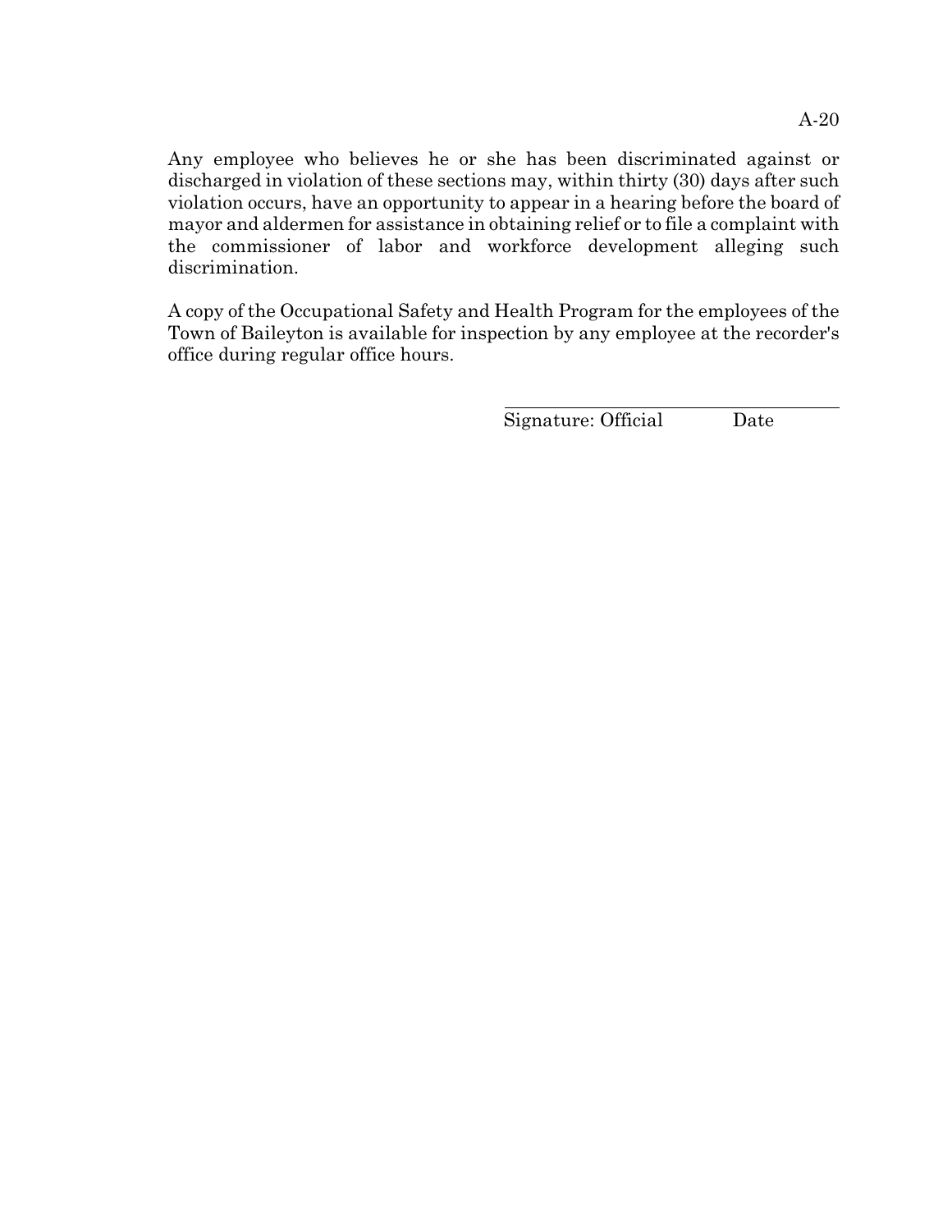Any employee who believes he or she has been discriminated against or discharged in violation of these sections may, within thirty (30) days after such violation occurs, have an opportunity to appear in a hearing before the board of mayor and aldermen for assistance in obtaining relief or to file a complaint with the commissioner of labor and workforce development alleging such discrimination.

A copy of the Occupational Safety and Health Program for the employees of the Town of Baileyton is available for inspection by any employee at the recorder's office during regular office hours.

\_\_\_\_\_\_\_\_\_\_\_\_\_\_\_\_\_\_\_\_\_\_\_\_\_\_\_\_\_\_\_\_\_\_\_\_\_\_\_\_

Signature: Official          Date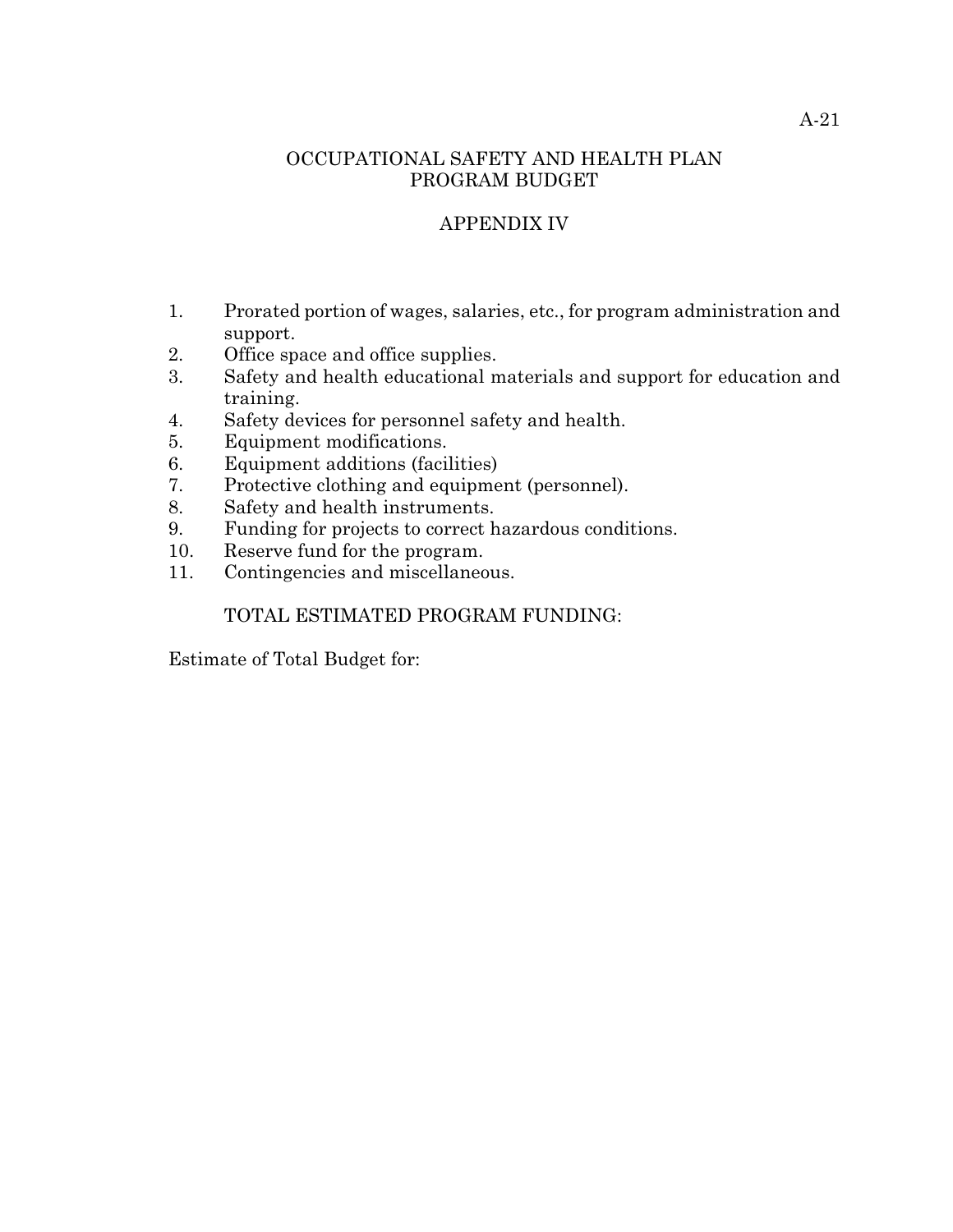# OCCUPATIONAL SAFETY AND HEALTH PLAN
# PROGRAM BUDGET

## APPENDIX IV

1. Prorated portion of wages, salaries, etc., for program administration and support.
2. Office space and office supplies.
3. Safety and health educational materials and support for education and training.
4. Safety devices for personnel safety and health.
5. Equipment modifications.
6. Equipment additions (facilities)
7. Protective clothing and equipment (personnel).
8. Safety and health instruments.
9. Funding for projects to correct hazardous conditions.
10. Reserve fund for the program.
11. Contingencies and miscellaneous.

TOTAL ESTIMATED PROGRAM FUNDING:

Estimate of Total Budget for: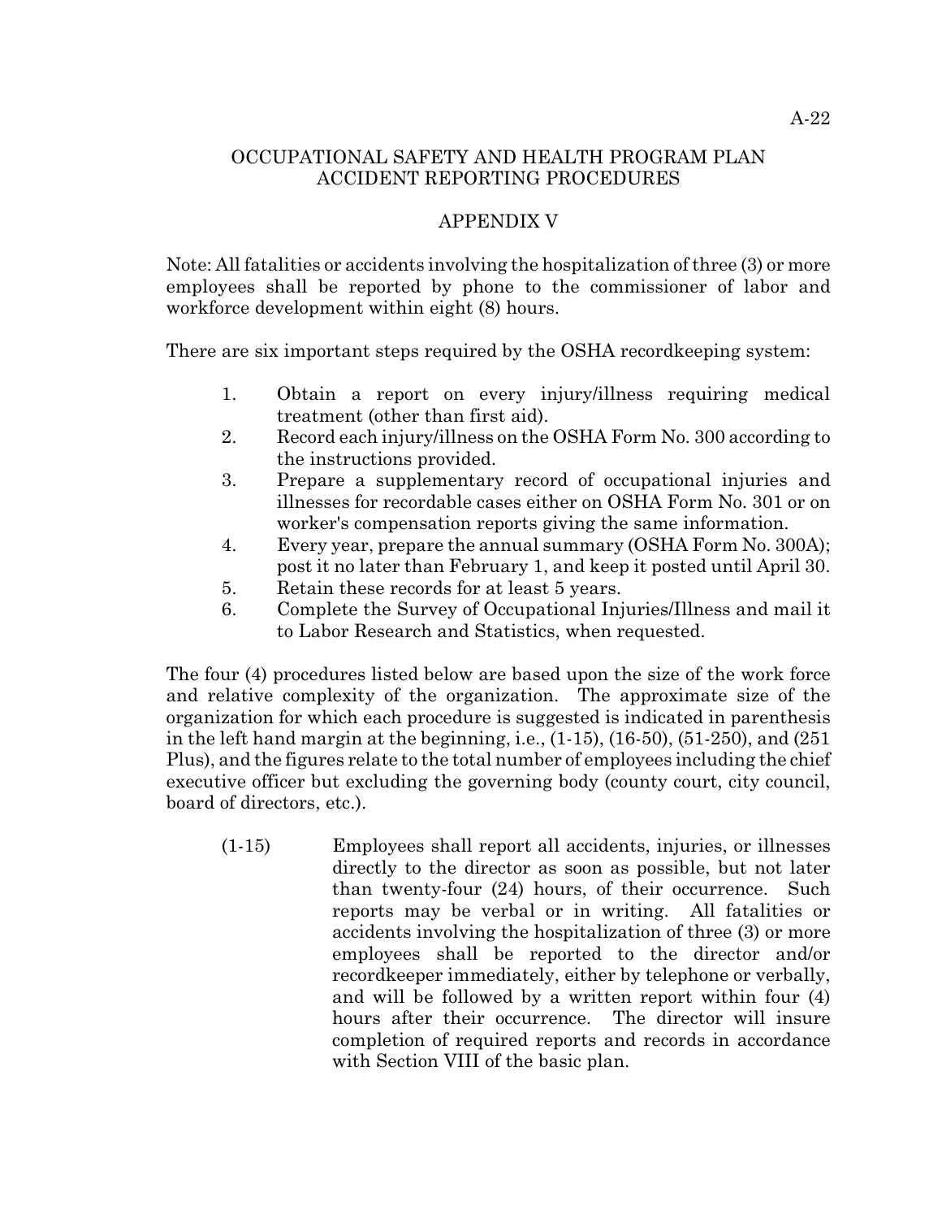# OCCUPATIONAL SAFETY AND HEALTH PROGRAM PLAN ACCIDENT REPORTING PROCEDURES

## APPENDIX V

Note: All fatalities or accidents involving the hospitalization of three (3) or more employees shall be reported by phone to the commissioner of labor and workforce development within eight (8) hours.

There are six important steps required by the OSHA recordkeeping system:

1. Obtain a report on every injury/illness requiring medical treatment (other than first aid).
2. Record each injury/illness on the OSHA Form No. 300 according to the instructions provided.
3. Prepare a supplementary record of occupational injuries and illnesses for recordable cases either on OSHA Form No. 301 or on worker's compensation reports giving the same information.
4. Every year, prepare the annual summary (OSHA Form No. 300A); post it no later than February 1, and keep it posted until April 30.
5. Retain these records for at least 5 years.
6. Complete the Survey of Occupational Injuries/Illness and mail it to Labor Research and Statistics, when requested.

The four (4) procedures listed below are based upon the size of the work force and relative complexity of the organization. The approximate size of the organization for which each procedure is suggested is indicated in parenthesis in the left hand margin at the beginning, i.e., (1-15), (16-50), (51-250), and (251 Plus), and the figures relate to the total number of employees including the chief executive officer but excluding the governing body (county court, city council, board of directors, etc.).

(1-15) Employees shall report all accidents, injuries, or illnesses directly to the director as soon as possible, but not later than twenty-four (24) hours, of their occurrence. Such reports may be verbal or in writing. All fatalities or accidents involving the hospitalization of three (3) or more employees shall be reported to the director and/or recordkeeper immediately, either by telephone or verbally, and will be followed by a written report within four (4) hours after their occurrence. The director will insure completion of required reports and records in accordance with Section VIII of the basic plan.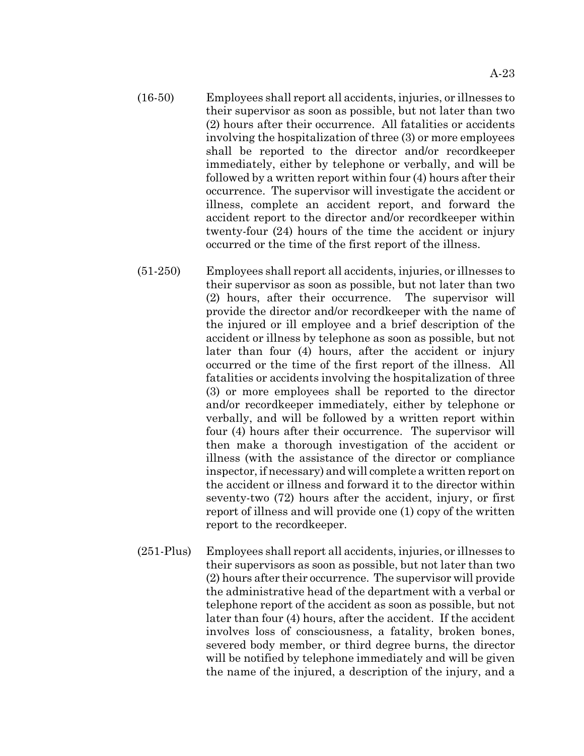(16-50) Employees shall report all accidents, injuries, or illnesses to their supervisor as soon as possible, but not later than two (2) hours after their occurrence. All fatalities or accidents involving the hospitalization of three (3) or more employees shall be reported to the director and/or recordkeeper immediately, either by telephone or verbally, and will be followed by a written report within four (4) hours after their occurrence. The supervisor will investigate the accident or illness, complete an accident report, and forward the accident report to the director and/or recordkeeper within twenty-four (24) hours of the time the accident or injury occurred or the time of the first report of the illness.

(51-250) Employees shall report all accidents, injuries, or illnesses to their supervisor as soon as possible, but not later than two (2) hours, after their occurrence. The supervisor will provide the director and/or recordkeeper with the name of the injured or ill employee and a brief description of the accident or illness by telephone as soon as possible, but not later than four (4) hours, after the accident or injury occurred or the time of the first report of the illness. All fatalities or accidents involving the hospitalization of three (3) or more employees shall be reported to the director and/or recordkeeper immediately, either by telephone or verbally, and will be followed by a written report within four (4) hours after their occurrence. The supervisor will then make a thorough investigation of the accident or illness (with the assistance of the director or compliance inspector, if necessary) and will complete a written report on the accident or illness and forward it to the director within seventy-two (72) hours after the accident, injury, or first report of illness and will provide one (1) copy of the written report to the recordkeeper.

(251-Plus) Employees shall report all accidents, injuries, or illnesses to their supervisors as soon as possible, but not later than two (2) hours after their occurrence. The supervisor will provide the administrative head of the department with a verbal or telephone report of the accident as soon as possible, but not later than four (4) hours, after the accident. If the accident involves loss of consciousness, a fatality, broken bones, severed body member, or third degree burns, the director will be notified by telephone immediately and will be given the name of the injured, a description of the injury, and a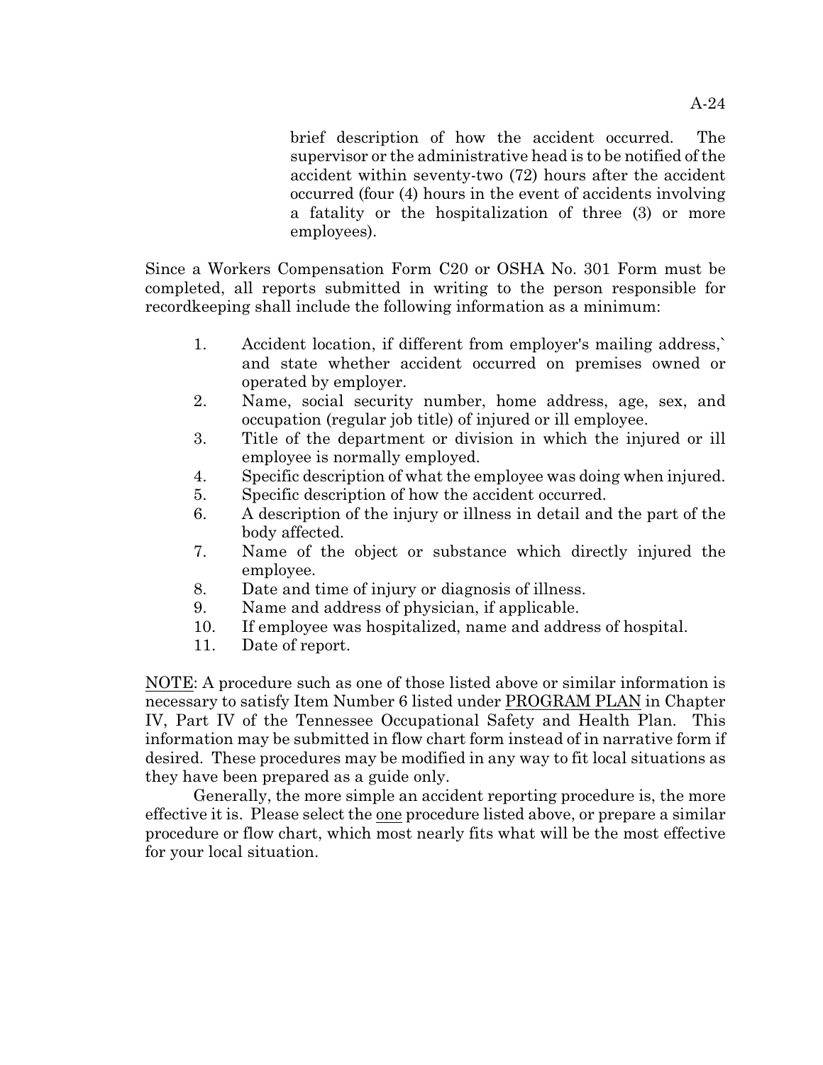brief description of how the accident occurred. The supervisor or the administrative head is to be notified of the accident within seventy-two (72) hours after the accident occurred (four (4) hours in the event of accidents involving a fatality or the hospitalization of three (3) or more employees).

Since a Workers Compensation Form C20 or OSHA No. 301 Form must be completed, all reports submitted in writing to the person responsible for recordkeeping shall include the following information as a minimum:

1. Accident location, if different from employer's mailing address,` and state whether accident occurred on premises owned or operated by employer.
2. Name, social security number, home address, age, sex, and occupation (regular job title) of injured or ill employee.
3. Title of the department or division in which the injured or ill employee is normally employed.
4. Specific description of what the employee was doing when injured.
5. Specific description of how the accident occurred.
6. A description of the injury or illness in detail and the part of the body affected.
7. Name of the object or substance which directly injured the employee.
8. Date and time of injury or diagnosis of illness.
9. Name and address of physician, if applicable.
10. If employee was hospitalized, name and address of hospital.
11. Date of report.

<u>NOTE</u>: A procedure such as one of those listed above or similar information is necessary to satisfy Item Number 6 listed under <u>PROGRAM PLAN</u> in Chapter IV, Part IV of the Tennessee Occupational Safety and Health Plan. This information may be submitted in flow chart form instead of in narrative form if desired. These procedures may be modified in any way to fit local situations as they have been prepared as a guide only.

Generally, the more simple an accident reporting procedure is, the more effective it is. Please select the <u>one</u> procedure listed above, or prepare a similar procedure or flow chart, which most nearly fits what will be the most effective for your local situation.